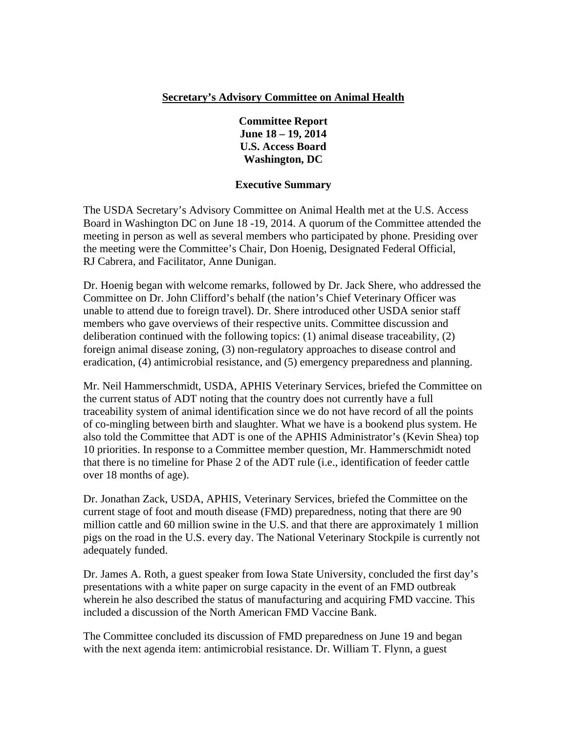**Secretary's Advisory Committee on Animal Health**

**Committee Report**
**June 18 – 19, 2014**
**U.S. Access Board**
**Washington, DC**

**Executive Summary**

The USDA Secretary's Advisory Committee on Animal Health met at the U.S. Access Board in Washington DC on June 18 -19, 2014. A quorum of the Committee attended the meeting in person as well as several members who participated by phone. Presiding over the meeting were the Committee's Chair, Don Hoenig, Designated Federal Official, RJ Cabrera, and Facilitator, Anne Dunigan.

Dr. Hoenig began with welcome remarks, followed by Dr. Jack Shere, who addressed the Committee on Dr. John Clifford's behalf (the nation's Chief Veterinary Officer was unable to attend due to foreign travel). Dr. Shere introduced other USDA senior staff members who gave overviews of their respective units. Committee discussion and deliberation continued with the following topics: (1) animal disease traceability, (2) foreign animal disease zoning, (3) non-regulatory approaches to disease control and eradication, (4) antimicrobial resistance, and (5) emergency preparedness and planning.

Mr. Neil Hammerschmidt, USDA, APHIS Veterinary Services, briefed the Committee on the current status of ADT noting that the country does not currently have a full traceability system of animal identification since we do not have record of all the points of co-mingling between birth and slaughter. What we have is a bookend plus system. He also told the Committee that ADT is one of the APHIS Administrator's (Kevin Shea) top 10 priorities. In response to a Committee member question, Mr. Hammerschmidt noted that there is no timeline for Phase 2 of the ADT rule (i.e., identification of feeder cattle over 18 months of age).

Dr. Jonathan Zack, USDA, APHIS, Veterinary Services, briefed the Committee on the current stage of foot and mouth disease (FMD) preparedness, noting that there are 90 million cattle and 60 million swine in the U.S. and that there are approximately 1 million pigs on the road in the U.S. every day. The National Veterinary Stockpile is currently not adequately funded.

Dr. James A. Roth, a guest speaker from Iowa State University, concluded the first day's presentations with a white paper on surge capacity in the event of an FMD outbreak wherein he also described the status of manufacturing and acquiring FMD vaccine. This included a discussion of the North American FMD Vaccine Bank.

The Committee concluded its discussion of FMD preparedness on June 19 and began with the next agenda item: antimicrobial resistance. Dr. William T. Flynn, a guest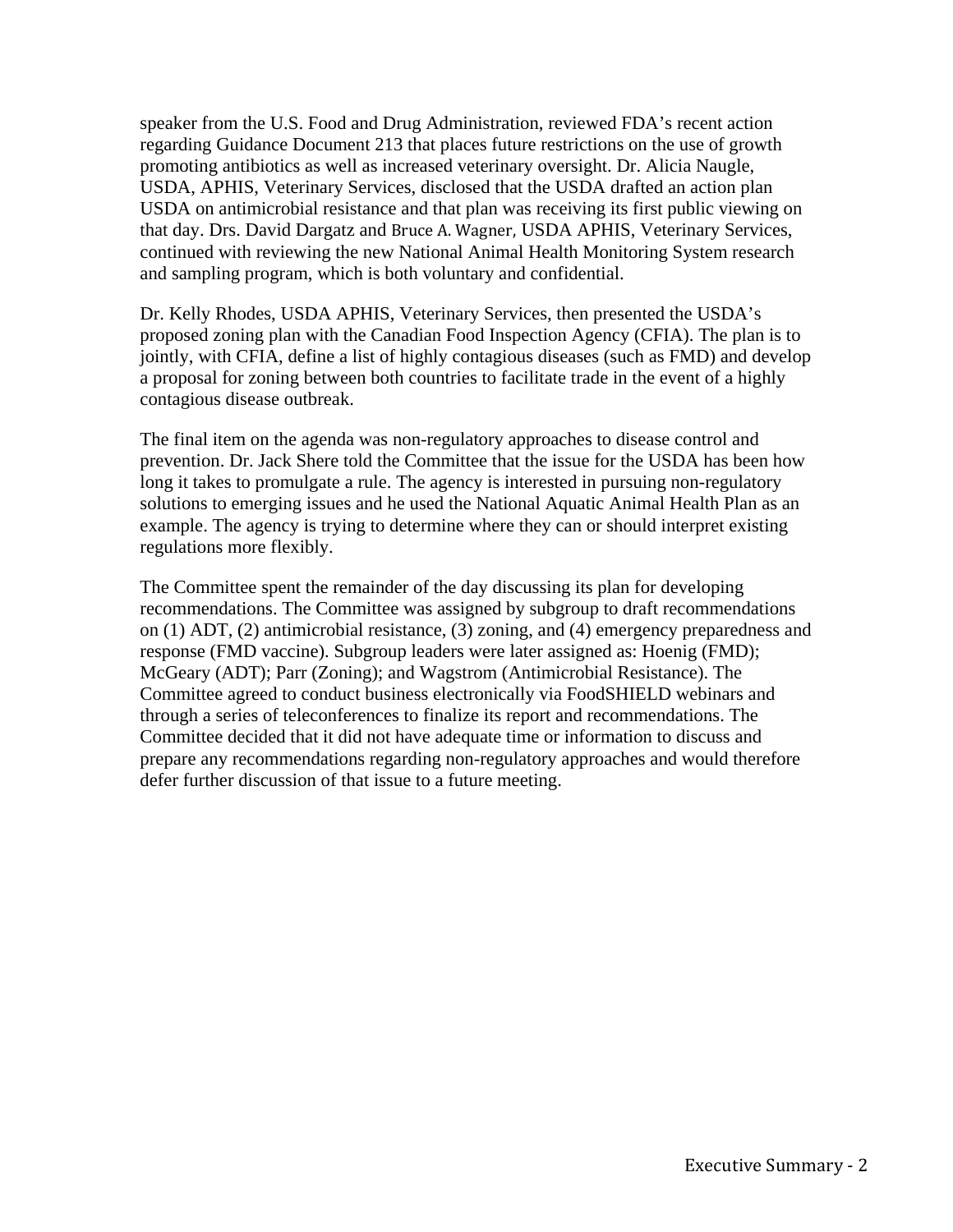speaker from the U.S. Food and Drug Administration, reviewed FDA's recent action regarding Guidance Document 213 that places future restrictions on the use of growth promoting antibiotics as well as increased veterinary oversight. Dr. Alicia Naugle, USDA, APHIS, Veterinary Services, disclosed that the USDA drafted an action plan USDA on antimicrobial resistance and that plan was receiving its first public viewing on that day. Drs. David Dargatz and Bruce A. Wagner, USDA APHIS, Veterinary Services, continued with reviewing the new National Animal Health Monitoring System research and sampling program, which is both voluntary and confidential.

Dr. Kelly Rhodes, USDA APHIS, Veterinary Services, then presented the USDA's proposed zoning plan with the Canadian Food Inspection Agency (CFIA). The plan is to jointly, with CFIA, define a list of highly contagious diseases (such as FMD) and develop a proposal for zoning between both countries to facilitate trade in the event of a highly contagious disease outbreak.

The final item on the agenda was non-regulatory approaches to disease control and prevention. Dr. Jack Shere told the Committee that the issue for the USDA has been how long it takes to promulgate a rule. The agency is interested in pursuing non-regulatory solutions to emerging issues and he used the National Aquatic Animal Health Plan as an example. The agency is trying to determine where they can or should interpret existing regulations more flexibly.

The Committee spent the remainder of the day discussing its plan for developing recommendations. The Committee was assigned by subgroup to draft recommendations on (1) ADT, (2) antimicrobial resistance, (3) zoning, and (4) emergency preparedness and response (FMD vaccine). Subgroup leaders were later assigned as: Hoenig (FMD); McGeary (ADT); Parr (Zoning); and Wagstrom (Antimicrobial Resistance). The Committee agreed to conduct business electronically via FoodSHIELD webinars and through a series of teleconferences to finalize its report and recommendations. The Committee decided that it did not have adequate time or information to discuss and prepare any recommendations regarding non-regulatory approaches and would therefore defer further discussion of that issue to a future meeting.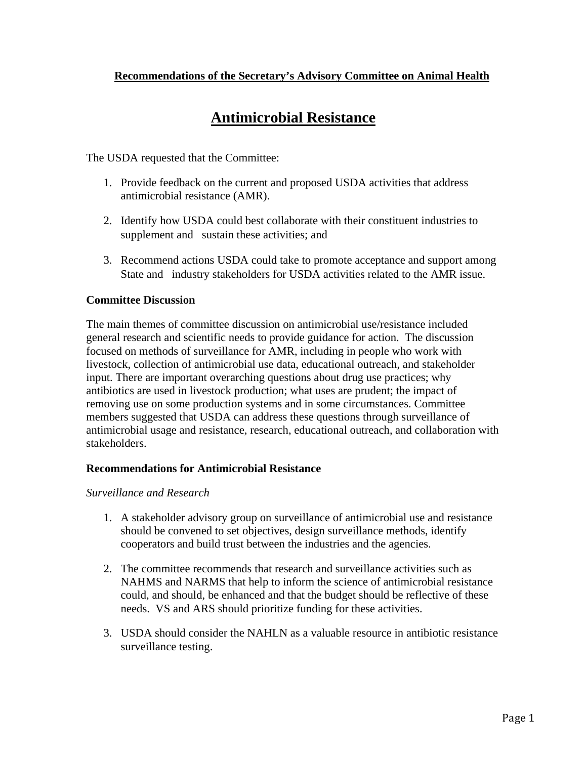**Recommendations of the Secretary's Advisory Committee on Animal Health**

# Antimicrobial Resistance

The USDA requested that the Committee:

1. Provide feedback on the current and proposed USDA activities that address antimicrobial resistance (AMR).

2. Identify how USDA could best collaborate with their constituent industries to supplement and sustain these activities; and

3. Recommend actions USDA could take to promote acceptance and support among State and industry stakeholders for USDA activities related to the AMR issue.

**Committee Discussion**

The main themes of committee discussion on antimicrobial use/resistance included general research and scientific needs to provide guidance for action. The discussion focused on methods of surveillance for AMR, including in people who work with livestock, collection of antimicrobial use data, educational outreach, and stakeholder input. There are important overarching questions about drug use practices; why antibiotics are used in livestock production; what uses are prudent; the impact of removing use on some production systems and in some circumstances. Committee members suggested that USDA can address these questions through surveillance of antimicrobial usage and resistance, research, educational outreach, and collaboration with stakeholders.

**Recommendations for Antimicrobial Resistance**

*Surveillance and Research*

1. A stakeholder advisory group on surveillance of antimicrobial use and resistance should be convened to set objectives, design surveillance methods, identify cooperators and build trust between the industries and the agencies.

2. The committee recommends that research and surveillance activities such as NAHMS and NARMS that help to inform the science of antimicrobial resistance could, and should, be enhanced and that the budget should be reflective of these needs. VS and ARS should prioritize funding for these activities.

3. USDA should consider the NAHLN as a valuable resource in antibiotic resistance surveillance testing.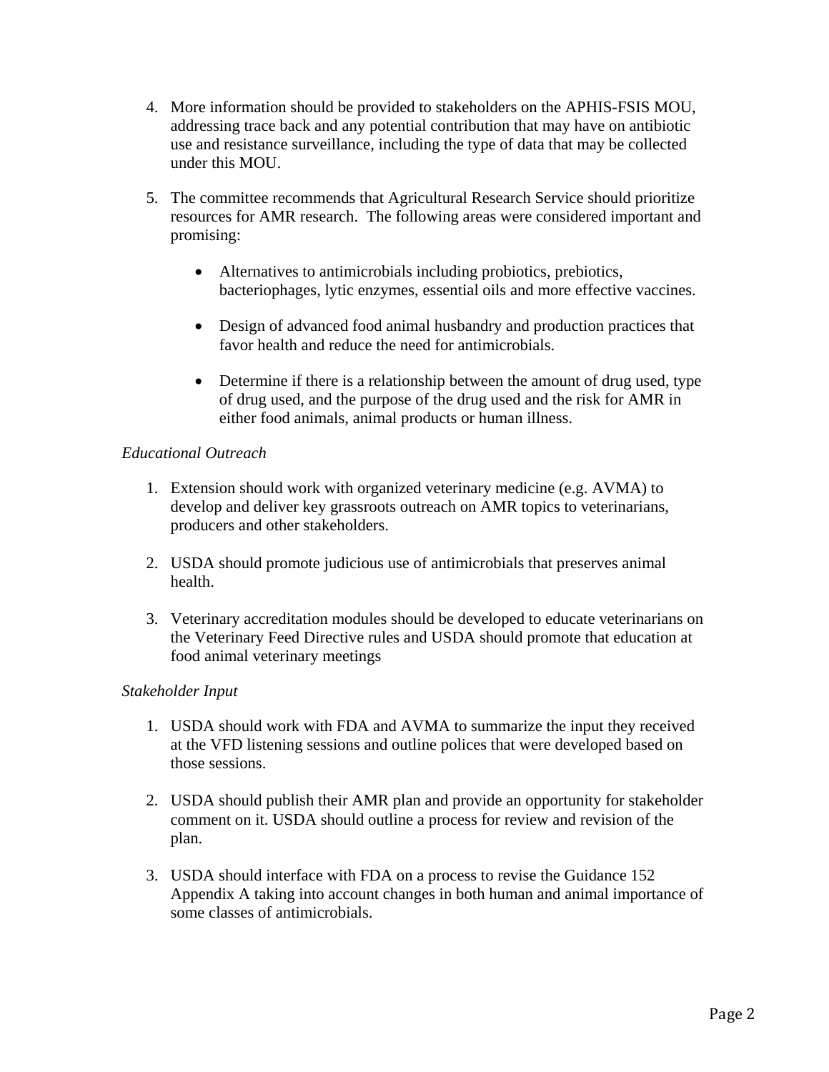4. More information should be provided to stakeholders on the APHIS-FSIS MOU, addressing trace back and any potential contribution that may have on antibiotic use and resistance surveillance, including the type of data that may be collected under this MOU.

5. The committee recommends that Agricultural Research Service should prioritize resources for AMR research. The following areas were considered important and promising:

   - Alternatives to antimicrobials including probiotics, prebiotics, bacteriophages, lytic enzymes, essential oils and more effective vaccines.

   - Design of advanced food animal husbandry and production practices that favor health and reduce the need for antimicrobials.

   - Determine if there is a relationship between the amount of drug used, type of drug used, and the purpose of the drug used and the risk for AMR in either food animals, animal products or human illness.

*Educational Outreach*

1. Extension should work with organized veterinary medicine (e.g. AVMA) to develop and deliver key grassroots outreach on AMR topics to veterinarians, producers and other stakeholders.

2. USDA should promote judicious use of antimicrobials that preserves animal health.

3. Veterinary accreditation modules should be developed to educate veterinarians on the Veterinary Feed Directive rules and USDA should promote that education at food animal veterinary meetings

*Stakeholder Input*

1. USDA should work with FDA and AVMA to summarize the input they received at the VFD listening sessions and outline polices that were developed based on those sessions.

2. USDA should publish their AMR plan and provide an opportunity for stakeholder comment on it. USDA should outline a process for review and revision of the plan.

3. USDA should interface with FDA on a process to revise the Guidance 152 Appendix A taking into account changes in both human and animal importance of some classes of antimicrobials.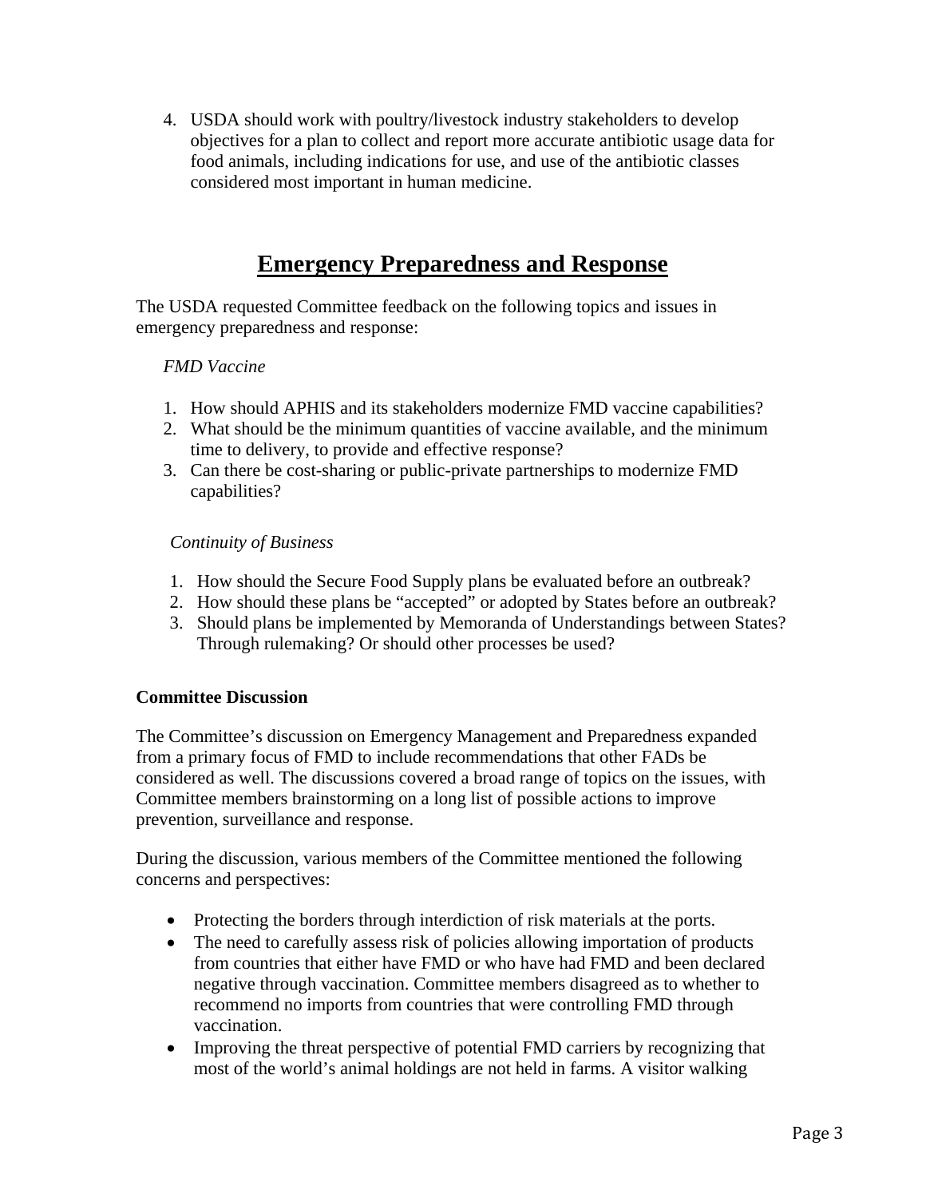4. USDA should work with poultry/livestock industry stakeholders to develop objectives for a plan to collect and report more accurate antibiotic usage data for food animals, including indications for use, and use of the antibiotic classes considered most important in human medicine.

# Emergency Preparedness and Response

The USDA requested Committee feedback on the following topics and issues in emergency preparedness and response:

*FMD Vaccine*

1. How should APHIS and its stakeholders modernize FMD vaccine capabilities?
2. What should be the minimum quantities of vaccine available, and the minimum time to delivery, to provide and effective response?
3. Can there be cost-sharing or public-private partnerships to modernize FMD capabilities?

*Continuity of Business*

1. How should the Secure Food Supply plans be evaluated before an outbreak?
2. How should these plans be "accepted" or adopted by States before an outbreak?
3. Should plans be implemented by Memoranda of Understandings between States? Through rulemaking? Or should other processes be used?

**Committee Discussion**

The Committee's discussion on Emergency Management and Preparedness expanded from a primary focus of FMD to include recommendations that other FADs be considered as well. The discussions covered a broad range of topics on the issues, with Committee members brainstorming on a long list of possible actions to improve prevention, surveillance and response.

During the discussion, various members of the Committee mentioned the following concerns and perspectives:

- Protecting the borders through interdiction of risk materials at the ports.
- The need to carefully assess risk of policies allowing importation of products from countries that either have FMD or who have had FMD and been declared negative through vaccination. Committee members disagreed as to whether to recommend no imports from countries that were controlling FMD through vaccination.
- Improving the threat perspective of potential FMD carriers by recognizing that most of the world's animal holdings are not held in farms. A visitor walking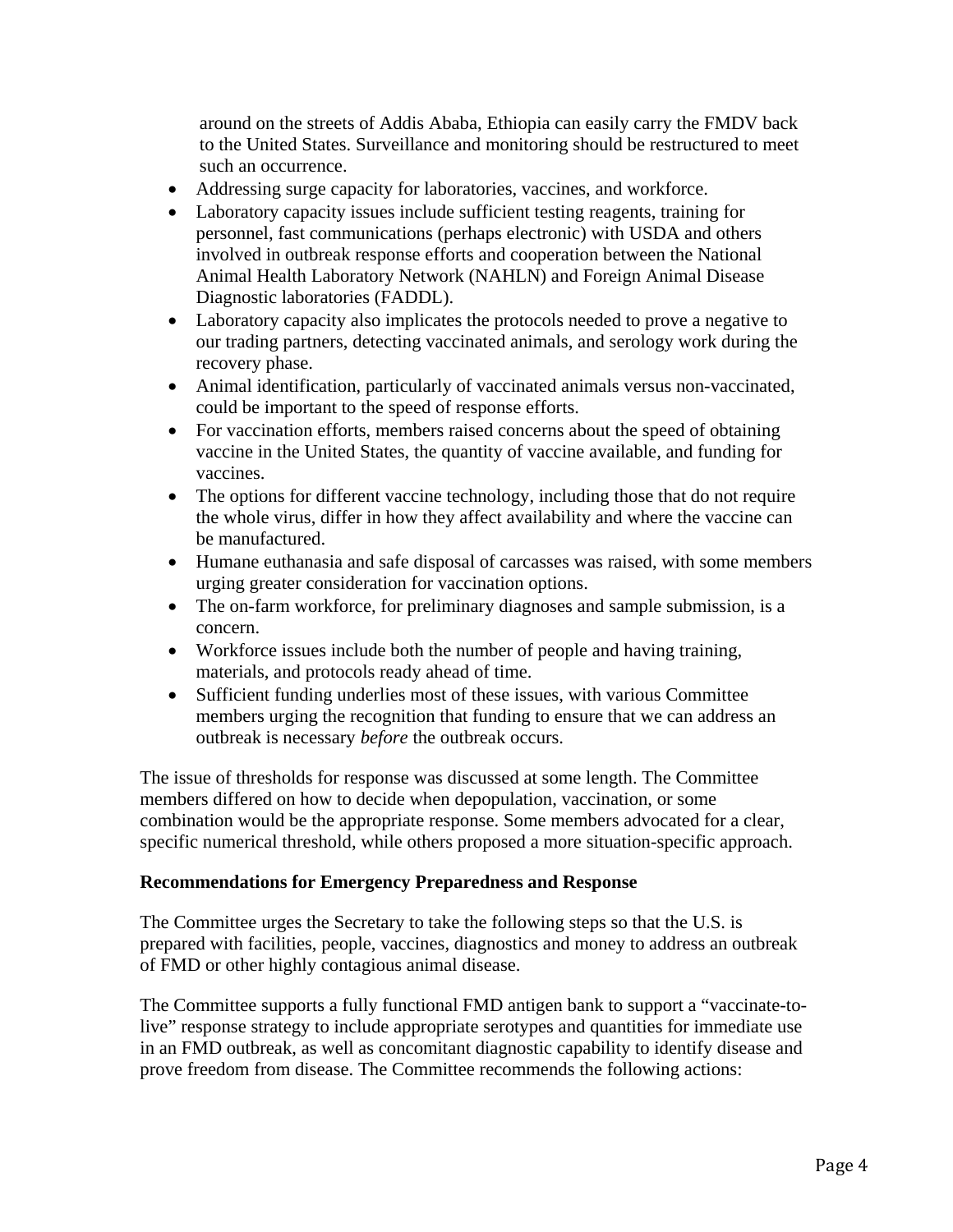around on the streets of Addis Ababa, Ethiopia can easily carry the FMDV back to the United States. Surveillance and monitoring should be restructured to meet such an occurrence.

- Addressing surge capacity for laboratories, vaccines, and workforce.
- Laboratory capacity issues include sufficient testing reagents, training for personnel, fast communications (perhaps electronic) with USDA and others involved in outbreak response efforts and cooperation between the National Animal Health Laboratory Network (NAHLN) and Foreign Animal Disease Diagnostic laboratories (FADDL).
- Laboratory capacity also implicates the protocols needed to prove a negative to our trading partners, detecting vaccinated animals, and serology work during the recovery phase.
- Animal identification, particularly of vaccinated animals versus non-vaccinated, could be important to the speed of response efforts.
- For vaccination efforts, members raised concerns about the speed of obtaining vaccine in the United States, the quantity of vaccine available, and funding for vaccines.
- The options for different vaccine technology, including those that do not require the whole virus, differ in how they affect availability and where the vaccine can be manufactured.
- Humane euthanasia and safe disposal of carcasses was raised, with some members urging greater consideration for vaccination options.
- The on-farm workforce, for preliminary diagnoses and sample submission, is a concern.
- Workforce issues include both the number of people and having training, materials, and protocols ready ahead of time.
- Sufficient funding underlies most of these issues, with various Committee members urging the recognition that funding to ensure that we can address an outbreak is necessary *before* the outbreak occurs.

The issue of thresholds for response was discussed at some length. The Committee members differed on how to decide when depopulation, vaccination, or some combination would be the appropriate response. Some members advocated for a clear, specific numerical threshold, while others proposed a more situation-specific approach.

**Recommendations for Emergency Preparedness and Response**

The Committee urges the Secretary to take the following steps so that the U.S. is prepared with facilities, people, vaccines, diagnostics and money to address an outbreak of FMD or other highly contagious animal disease.

The Committee supports a fully functional FMD antigen bank to support a "vaccinate-to-live" response strategy to include appropriate serotypes and quantities for immediate use in an FMD outbreak, as well as concomitant diagnostic capability to identify disease and prove freedom from disease. The Committee recommends the following actions: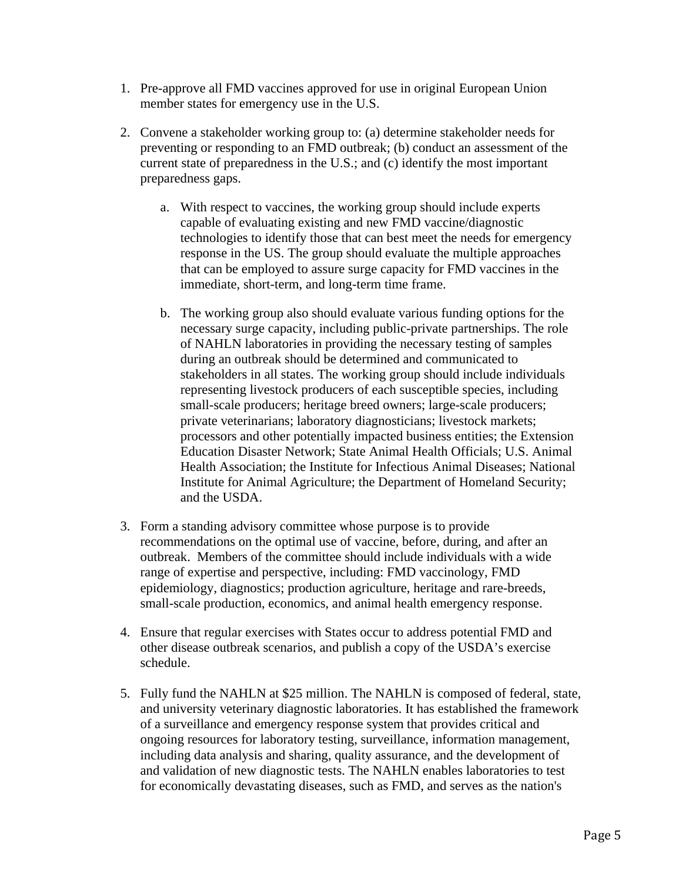1. Pre-approve all FMD vaccines approved for use in original European Union member states for emergency use in the U.S.

2. Convene a stakeholder working group to: (a) determine stakeholder needs for preventing or responding to an FMD outbreak; (b) conduct an assessment of the current state of preparedness in the U.S.; and (c) identify the most important preparedness gaps.

    a. With respect to vaccines, the working group should include experts capable of evaluating existing and new FMD vaccine/diagnostic technologies to identify those that can best meet the needs for emergency response in the US. The group should evaluate the multiple approaches that can be employed to assure surge capacity for FMD vaccines in the immediate, short-term, and long-term time frame.

    b. The working group also should evaluate various funding options for the necessary surge capacity, including public-private partnerships. The role of NAHLN laboratories in providing the necessary testing of samples during an outbreak should be determined and communicated to stakeholders in all states. The working group should include individuals representing livestock producers of each susceptible species, including small-scale producers; heritage breed owners; large-scale producers; private veterinarians; laboratory diagnosticians; livestock markets; processors and other potentially impacted business entities; the Extension Education Disaster Network; State Animal Health Officials; U.S. Animal Health Association; the Institute for Infectious Animal Diseases; National Institute for Animal Agriculture; the Department of Homeland Security; and the USDA.

3. Form a standing advisory committee whose purpose is to provide recommendations on the optimal use of vaccine, before, during, and after an outbreak. Members of the committee should include individuals with a wide range of expertise and perspective, including: FMD vaccinology, FMD epidemiology, diagnostics; production agriculture, heritage and rare-breeds, small-scale production, economics, and animal health emergency response.

4. Ensure that regular exercises with States occur to address potential FMD and other disease outbreak scenarios, and publish a copy of the USDA's exercise schedule.

5. Fully fund the NAHLN at $25 million. The NAHLN is composed of federal, state, and university veterinary diagnostic laboratories. It has established the framework of a surveillance and emergency response system that provides critical and ongoing resources for laboratory testing, surveillance, information management, including data analysis and sharing, quality assurance, and the development of and validation of new diagnostic tests. The NAHLN enables laboratories to test for economically devastating diseases, such as FMD, and serves as the nation's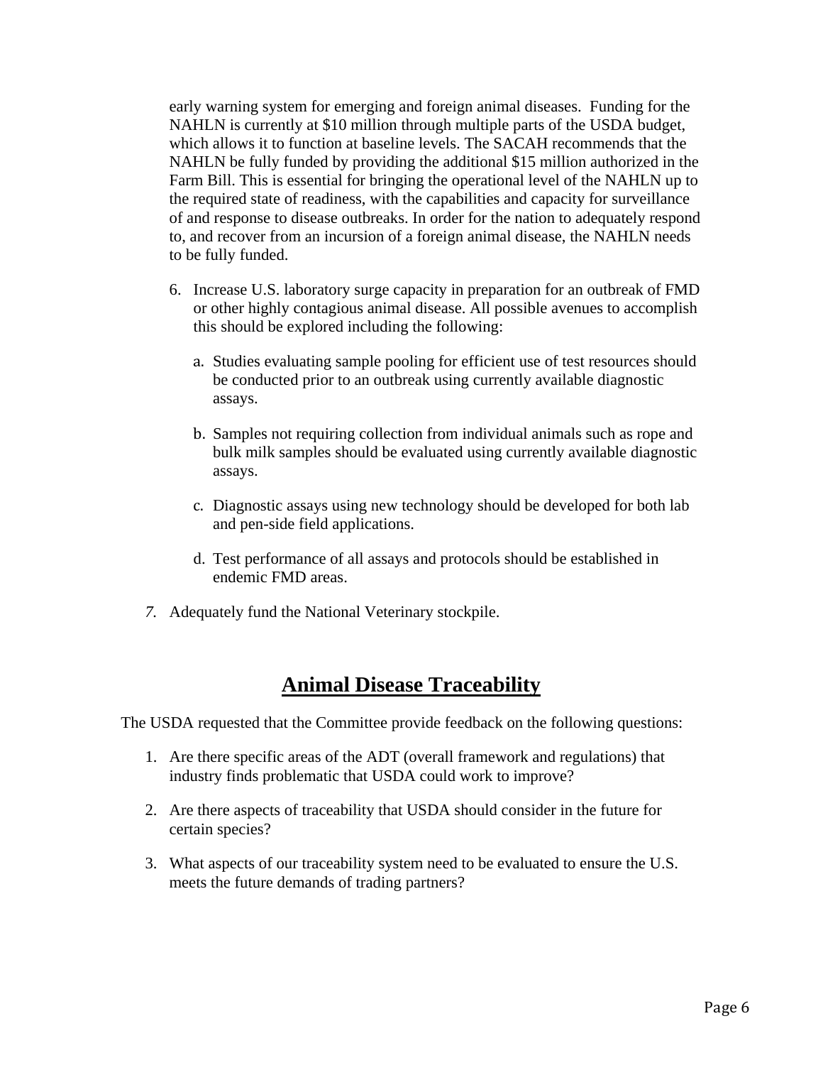early warning system for emerging and foreign animal diseases. Funding for the NAHLN is currently at $10 million through multiple parts of the USDA budget, which allows it to function at baseline levels. The SACAH recommends that the NAHLN be fully funded by providing the additional $15 million authorized in the Farm Bill. This is essential for bringing the operational level of the NAHLN up to the required state of readiness, with the capabilities and capacity for surveillance of and response to disease outbreaks. In order for the nation to adequately respond to, and recover from an incursion of a foreign animal disease, the NAHLN needs to be fully funded.

6. Increase U.S. laboratory surge capacity in preparation for an outbreak of FMD or other highly contagious animal disease. All possible avenues to accomplish this should be explored including the following:

    a. Studies evaluating sample pooling for efficient use of test resources should be conducted prior to an outbreak using currently available diagnostic assays.

    b. Samples not requiring collection from individual animals such as rope and bulk milk samples should be evaluated using currently available diagnostic assays.

    c. Diagnostic assays using new technology should be developed for both lab and pen-side field applications.

    d. Test performance of all assays and protocols should be established in endemic FMD areas.

7. Adequately fund the National Veterinary stockpile.

## Animal Disease Traceability

The USDA requested that the Committee provide feedback on the following questions:

1. Are there specific areas of the ADT (overall framework and regulations) that industry finds problematic that USDA could work to improve?

2. Are there aspects of traceability that USDA should consider in the future for certain species?

3. What aspects of our traceability system need to be evaluated to ensure the U.S. meets the future demands of trading partners?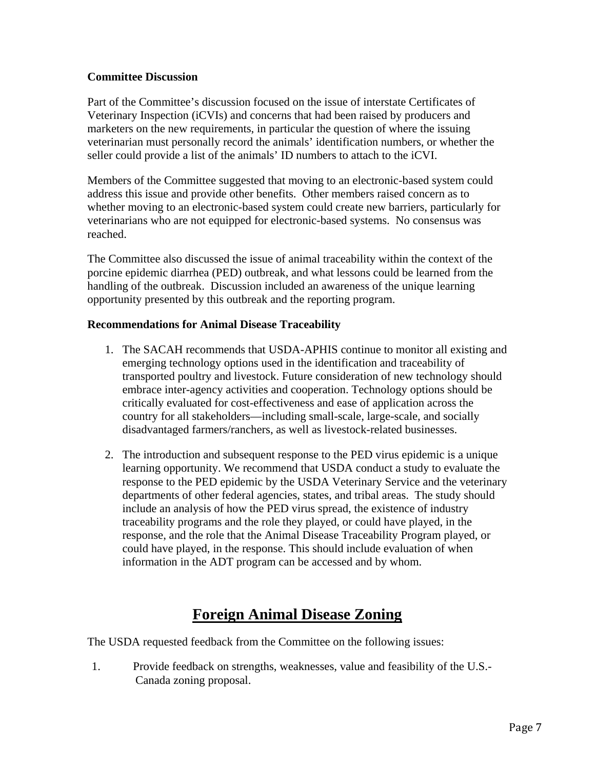**Committee Discussion**

Part of the Committee's discussion focused on the issue of interstate Certificates of Veterinary Inspection (iCVIs) and concerns that had been raised by producers and marketers on the new requirements, in particular the question of where the issuing veterinarian must personally record the animals' identification numbers, or whether the seller could provide a list of the animals' ID numbers to attach to the iCVI.

Members of the Committee suggested that moving to an electronic-based system could address this issue and provide other benefits. Other members raised concern as to whether moving to an electronic-based system could create new barriers, particularly for veterinarians who are not equipped for electronic-based systems. No consensus was reached.

The Committee also discussed the issue of animal traceability within the context of the porcine epidemic diarrhea (PED) outbreak, and what lessons could be learned from the handling of the outbreak. Discussion included an awareness of the unique learning opportunity presented by this outbreak and the reporting program.

**Recommendations for Animal Disease Traceability**

1. The SACAH recommends that USDA-APHIS continue to monitor all existing and emerging technology options used in the identification and traceability of transported poultry and livestock. Future consideration of new technology should embrace inter-agency activities and cooperation. Technology options should be critically evaluated for cost-effectiveness and ease of application across the country for all stakeholders—including small-scale, large-scale, and socially disadvantaged farmers/ranchers, as well as livestock-related businesses.

2. The introduction and subsequent response to the PED virus epidemic is a unique learning opportunity. We recommend that USDA conduct a study to evaluate the response to the PED epidemic by the USDA Veterinary Service and the veterinary departments of other federal agencies, states, and tribal areas. The study should include an analysis of how the PED virus spread, the existence of industry traceability programs and the role they played, or could have played, in the response, and the role that the Animal Disease Traceability Program played, or could have played, in the response. This should include evaluation of when information in the ADT program can be accessed and by whom.

# Foreign Animal Disease Zoning

The USDA requested feedback from the Committee on the following issues:

1. Provide feedback on strengths, weaknesses, value and feasibility of the U.S.-Canada zoning proposal.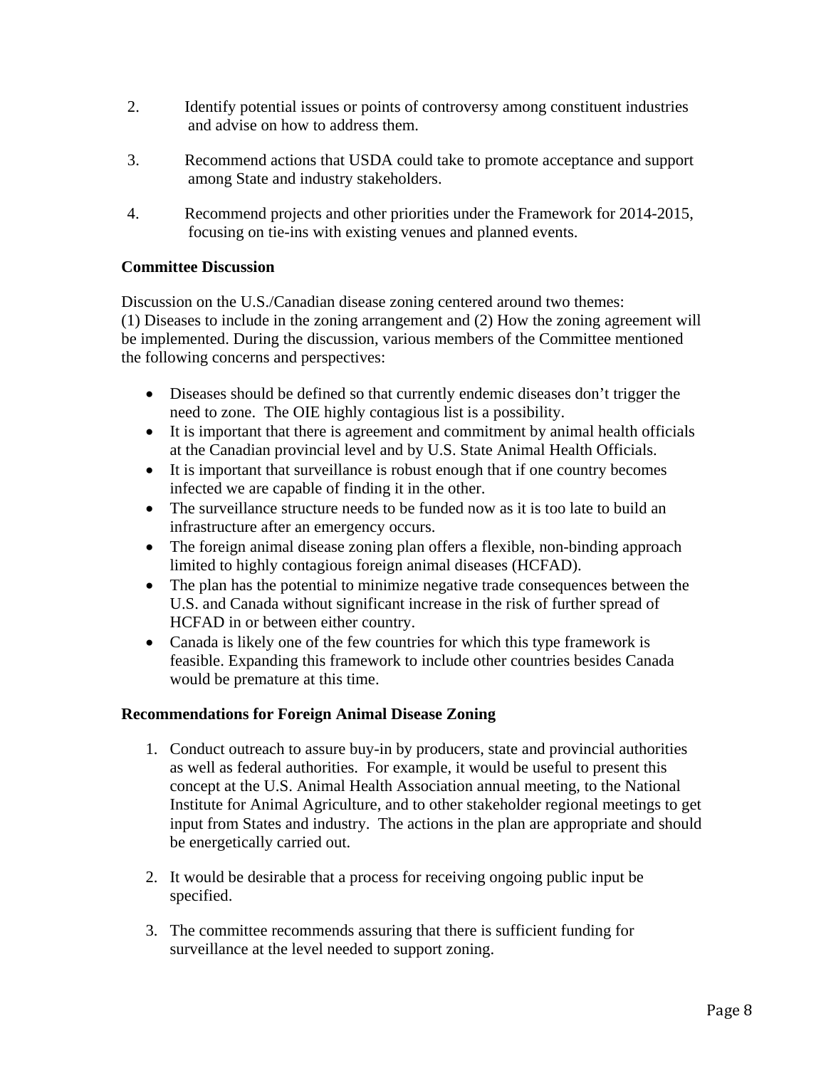2. Identify potential issues or points of controversy among constituent industries and advise on how to address them.

3. Recommend actions that USDA could take to promote acceptance and support among State and industry stakeholders.

4. Recommend projects and other priorities under the Framework for 2014-2015, focusing on tie-ins with existing venues and planned events.

**Committee Discussion**

Discussion on the U.S./Canadian disease zoning centered around two themes: (1) Diseases to include in the zoning arrangement and (2) How the zoning agreement will be implemented. During the discussion, various members of the Committee mentioned the following concerns and perspectives:

- Diseases should be defined so that currently endemic diseases don't trigger the need to zone. The OIE highly contagious list is a possibility.
- It is important that there is agreement and commitment by animal health officials at the Canadian provincial level and by U.S. State Animal Health Officials.
- It is important that surveillance is robust enough that if one country becomes infected we are capable of finding it in the other.
- The surveillance structure needs to be funded now as it is too late to build an infrastructure after an emergency occurs.
- The foreign animal disease zoning plan offers a flexible, non-binding approach limited to highly contagious foreign animal diseases (HCFAD).
- The plan has the potential to minimize negative trade consequences between the U.S. and Canada without significant increase in the risk of further spread of HCFAD in or between either country.
- Canada is likely one of the few countries for which this type framework is feasible. Expanding this framework to include other countries besides Canada would be premature at this time.

**Recommendations for Foreign Animal Disease Zoning**

1. Conduct outreach to assure buy-in by producers, state and provincial authorities as well as federal authorities. For example, it would be useful to present this concept at the U.S. Animal Health Association annual meeting, to the National Institute for Animal Agriculture, and to other stakeholder regional meetings to get input from States and industry. The actions in the plan are appropriate and should be energetically carried out.

2. It would be desirable that a process for receiving ongoing public input be specified.

3. The committee recommends assuring that there is sufficient funding for surveillance at the level needed to support zoning.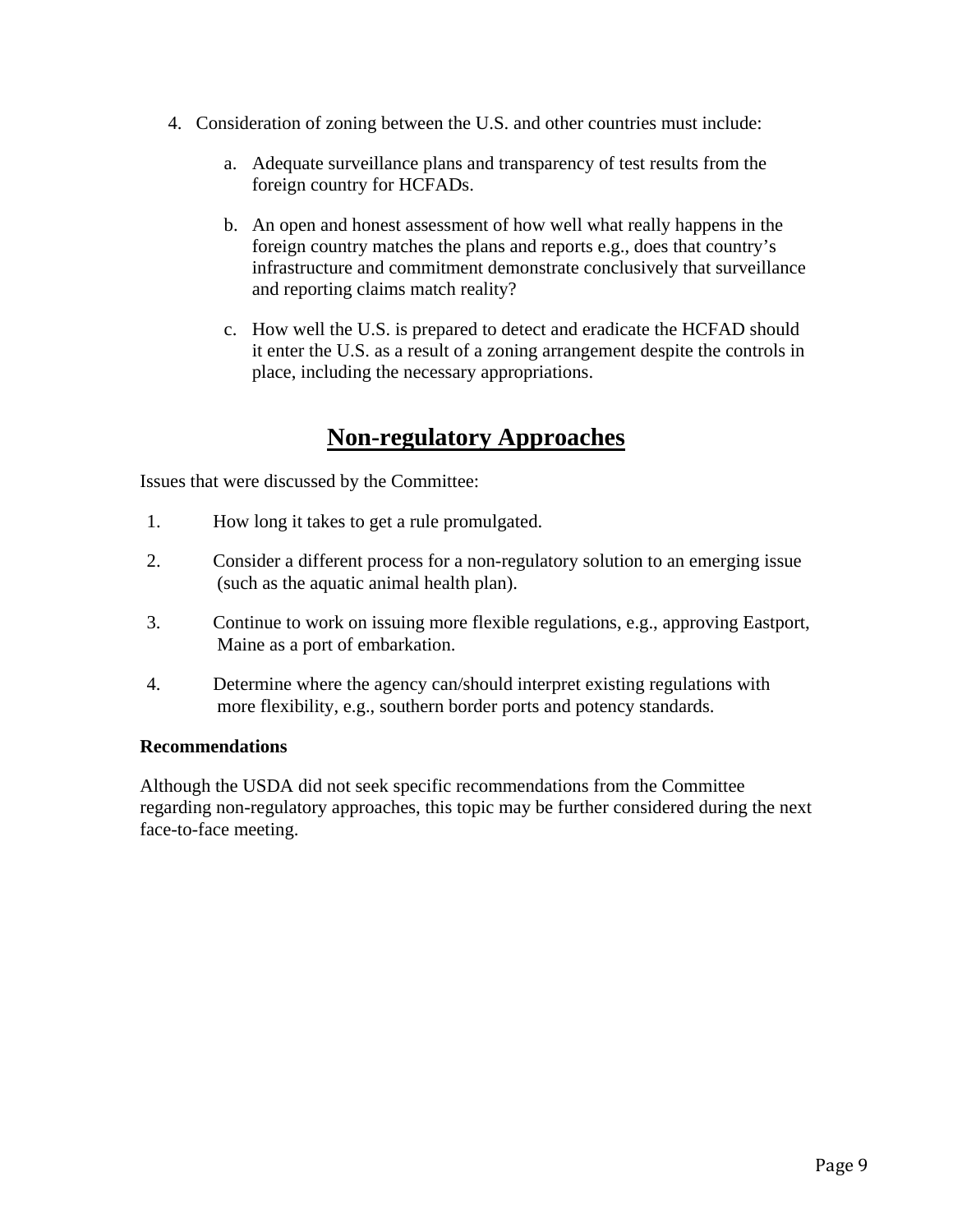4. Consideration of zoning between the U.S. and other countries must include:

   a. Adequate surveillance plans and transparency of test results from the foreign country for HCFADs.

   b. An open and honest assessment of how well what really happens in the foreign country matches the plans and reports e.g., does that country's infrastructure and commitment demonstrate conclusively that surveillance and reporting claims match reality?

   c. How well the U.S. is prepared to detect and eradicate the HCFAD should it enter the U.S. as a result of a zoning arrangement despite the controls in place, including the necessary appropriations.

## Non-regulatory Approaches

Issues that were discussed by the Committee:

1. How long it takes to get a rule promulgated.
2. Consider a different process for a non-regulatory solution to an emerging issue (such as the aquatic animal health plan).
3. Continue to work on issuing more flexible regulations, e.g., approving Eastport, Maine as a port of embarkation.
4. Determine where the agency can/should interpret existing regulations with more flexibility, e.g., southern border ports and potency standards.

**Recommendations**

Although the USDA did not seek specific recommendations from the Committee regarding non-regulatory approaches, this topic may be further considered during the next face-to-face meeting.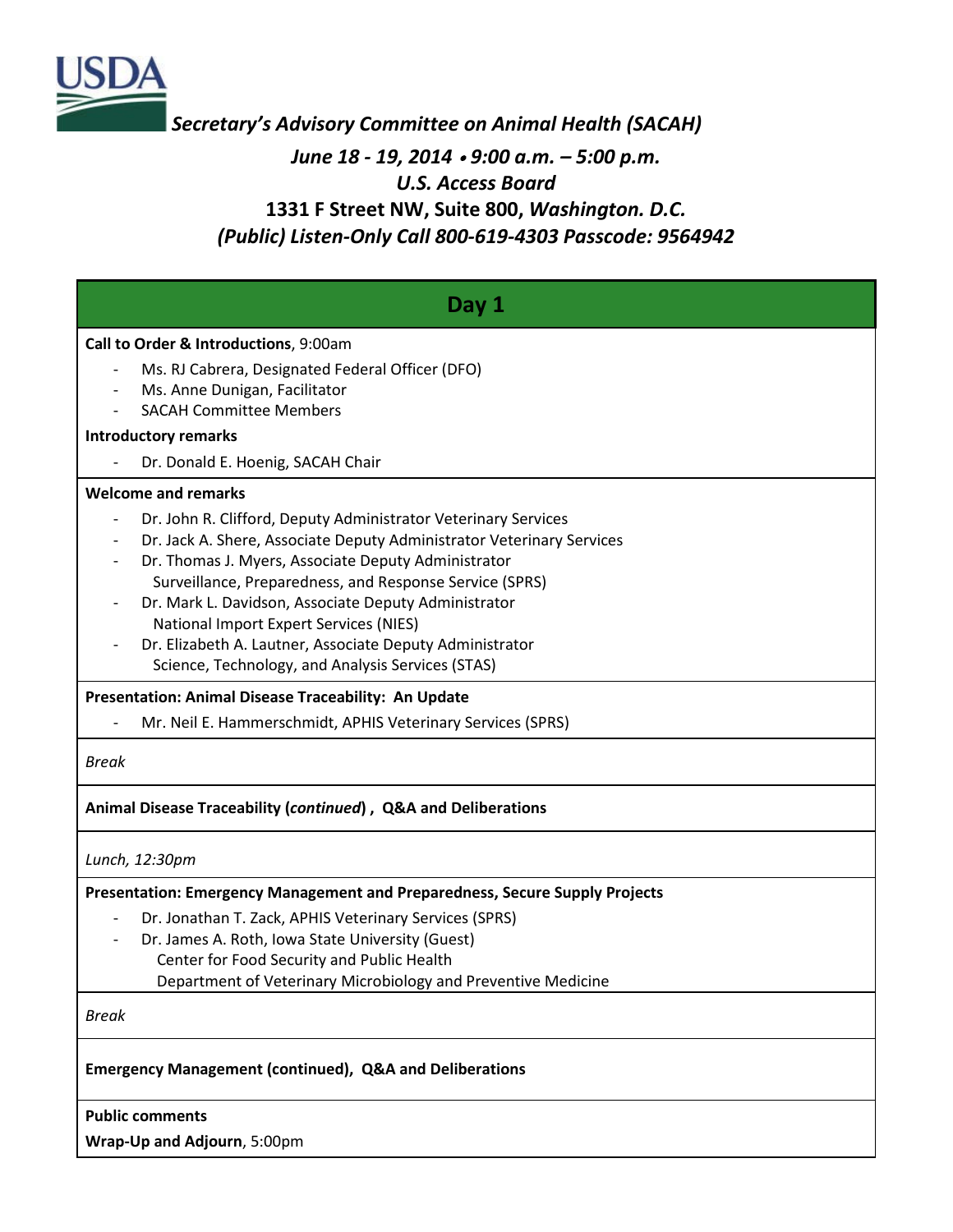USDA

***Secretary's Advisory Committee on Animal Health (SACAH)***

***June 18 - 19, 2014 • 9:00 a.m. – 5:00 p.m.***

***U.S. Access Board***

**1331 F Street NW, Suite 800, *Washington. D.C.***

***(Public) Listen-Only Call 800-619-4303 Passcode: 9564942***

## Day 1

**Call to Order & Introductions**, 9:00am

- Ms. RJ Cabrera, Designated Federal Officer (DFO)
- Ms. Anne Dunigan, Facilitator
- SACAH Committee Members

**Introductory remarks**

- Dr. Donald E. Hoenig, SACAH Chair

**Welcome and remarks**

- Dr. John R. Clifford, Deputy Administrator Veterinary Services
- Dr. Jack A. Shere, Associate Deputy Administrator Veterinary Services
- Dr. Thomas J. Myers, Associate Deputy Administrator
  Surveillance, Preparedness, and Response Service (SPRS)
- Dr. Mark L. Davidson, Associate Deputy Administrator
  National Import Expert Services (NIES)
- Dr. Elizabeth A. Lautner, Associate Deputy Administrator
  Science, Technology, and Analysis Services (STAS)

**Presentation: Animal Disease Traceability: An Update**

- Mr. Neil E. Hammerschmidt, APHIS Veterinary Services (SPRS)

*Break*

**Animal Disease Traceability (*continued*) , Q&A and Deliberations**

*Lunch, 12:30pm*

**Presentation: Emergency Management and Preparedness, Secure Supply Projects**

- Dr. Jonathan T. Zack, APHIS Veterinary Services (SPRS)
- Dr. James A. Roth, Iowa State University (Guest)
  Center for Food Security and Public Health
  Department of Veterinary Microbiology and Preventive Medicine

*Break*

**Emergency Management (continued), Q&A and Deliberations**

**Public comments**

**Wrap-Up and Adjourn**, 5:00pm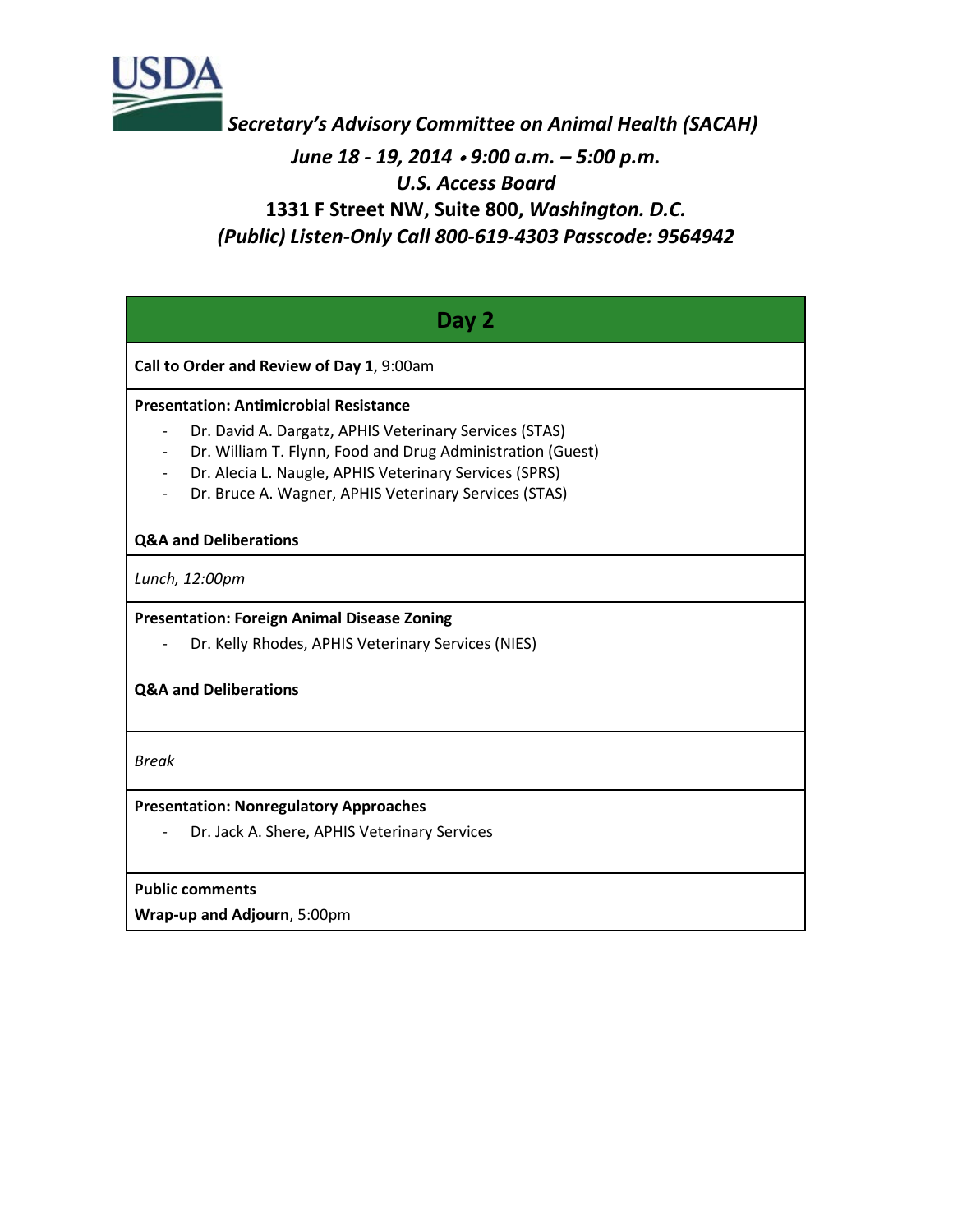USDA

*Secretary's Advisory Committee on Animal Health (SACAH)*

*June 18 - 19, 2014 • 9:00 a.m. – 5:00 p.m.*

*U.S. Access Board*

**1331 F Street NW, Suite 800,** ***Washington. D.C.***

*(Public) Listen-Only Call 800-619-4303 Passcode: 9564942*

## Day 2

**Call to Order and Review of Day 1**, 9:00am

**Presentation: Antimicrobial Resistance**

- Dr. David A. Dargatz, APHIS Veterinary Services (STAS)
- Dr. William T. Flynn, Food and Drug Administration (Guest)
- Dr. Alecia L. Naugle, APHIS Veterinary Services (SPRS)
- Dr. Bruce A. Wagner, APHIS Veterinary Services (STAS)

**Q&A and Deliberations**

*Lunch, 12:00pm*

**Presentation: Foreign Animal Disease Zoning**

- Dr. Kelly Rhodes, APHIS Veterinary Services (NIES)

**Q&A and Deliberations**

*Break*

**Presentation: Nonregulatory Approaches**

- Dr. Jack A. Shere, APHIS Veterinary Services

**Public comments**

**Wrap-up and Adjourn**, 5:00pm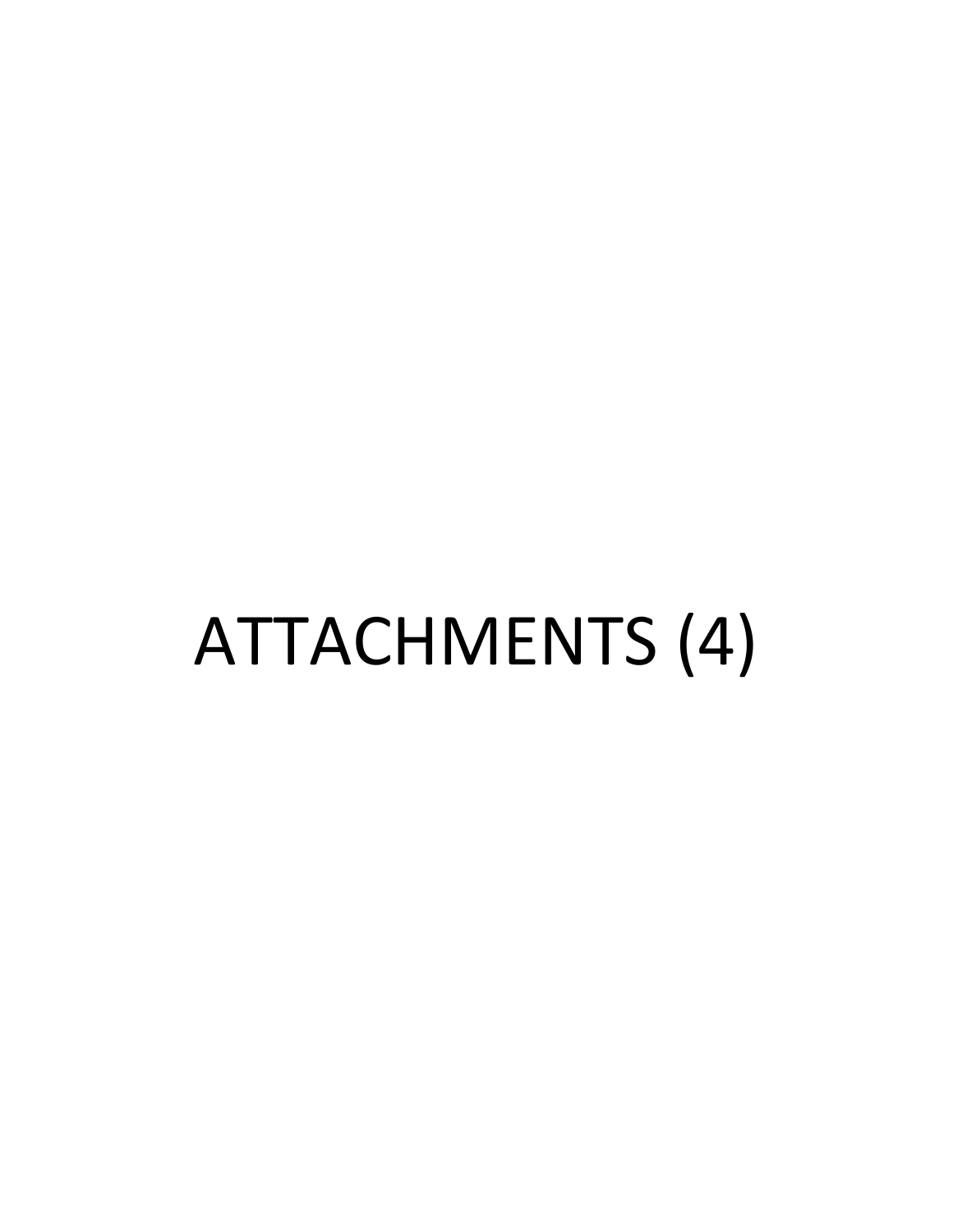# ATTACHMENTS (4)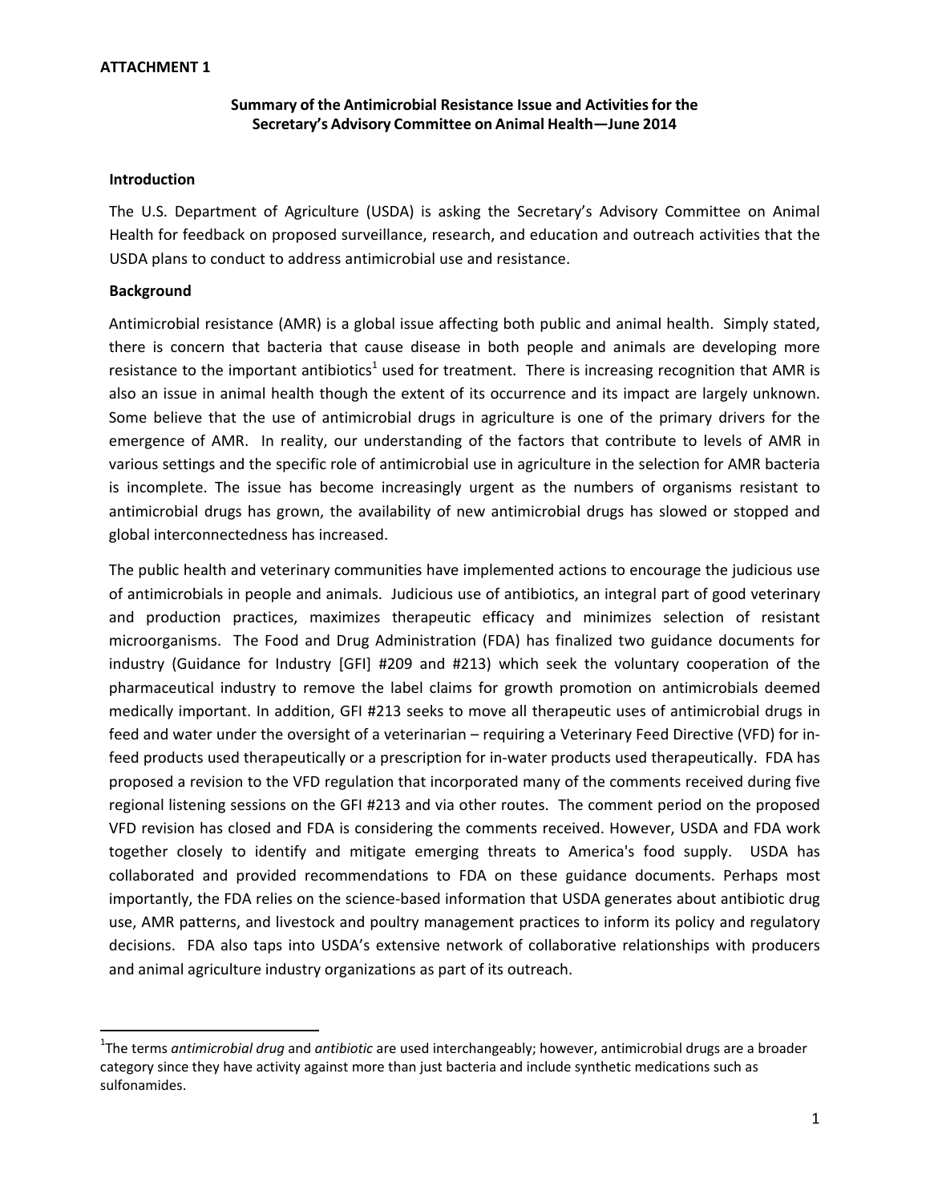**ATTACHMENT 1**

## Summary of the Antimicrobial Resistance Issue and Activities for the Secretary's Advisory Committee on Animal Health—June 2014

### Introduction

The U.S. Department of Agriculture (USDA) is asking the Secretary's Advisory Committee on Animal Health for feedback on proposed surveillance, research, and education and outreach activities that the USDA plans to conduct to address antimicrobial use and resistance.

### Background

Antimicrobial resistance (AMR) is a global issue affecting both public and animal health. Simply stated, there is concern that bacteria that cause disease in both people and animals are developing more resistance to the important antibiotics[1] used for treatment. There is increasing recognition that AMR is also an issue in animal health though the extent of its occurrence and its impact are largely unknown. Some believe that the use of antimicrobial drugs in agriculture is one of the primary drivers for the emergence of AMR. In reality, our understanding of the factors that contribute to levels of AMR in various settings and the specific role of antimicrobial use in agriculture in the selection for AMR bacteria is incomplete. The issue has become increasingly urgent as the numbers of organisms resistant to antimicrobial drugs has grown, the availability of new antimicrobial drugs has slowed or stopped and global interconnectedness has increased.

The public health and veterinary communities have implemented actions to encourage the judicious use of antimicrobials in people and animals. Judicious use of antibiotics, an integral part of good veterinary and production practices, maximizes therapeutic efficacy and minimizes selection of resistant microorganisms. The Food and Drug Administration (FDA) has finalized two guidance documents for industry (Guidance for Industry [GFI] #209 and #213) which seek the voluntary cooperation of the pharmaceutical industry to remove the label claims for growth promotion on antimicrobials deemed medically important. In addition, GFI #213 seeks to move all therapeutic uses of antimicrobial drugs in feed and water under the oversight of a veterinarian – requiring a Veterinary Feed Directive (VFD) for in-feed products used therapeutically or a prescription for in-water products used therapeutically. FDA has proposed a revision to the VFD regulation that incorporated many of the comments received during five regional listening sessions on the GFI #213 and via other routes. The comment period on the proposed VFD revision has closed and FDA is considering the comments received. However, USDA and FDA work together closely to identify and mitigate emerging threats to America's food supply. USDA has collaborated and provided recommendations to FDA on these guidance documents. Perhaps most importantly, the FDA relies on the science-based information that USDA generates about antibiotic drug use, AMR patterns, and livestock and poultry management practices to inform its policy and regulatory decisions. FDA also taps into USDA's extensive network of collaborative relationships with producers and animal agriculture industry organizations as part of its outreach.

---

[1] The terms *antimicrobial drug* and *antibiotic* are used interchangeably; however, antimicrobial drugs are a broader category since they have activity against more than just bacteria and include synthetic medications such as sulfonamides.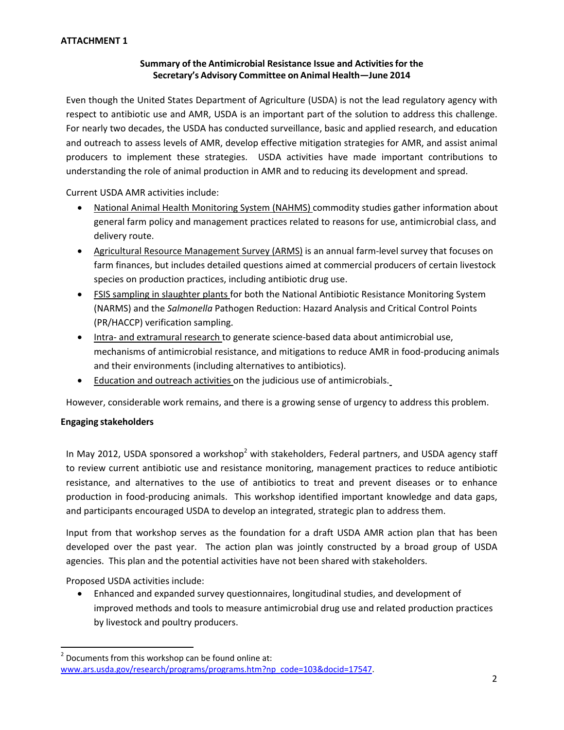**ATTACHMENT 1**

**Summary of the Antimicrobial Resistance Issue and Activities for the Secretary's Advisory Committee on Animal Health—June 2014**

Even though the United States Department of Agriculture (USDA) is not the lead regulatory agency with respect to antibiotic use and AMR, USDA is an important part of the solution to address this challenge. For nearly two decades, the USDA has conducted surveillance, basic and applied research, and education and outreach to assess levels of AMR, develop effective mitigation strategies for AMR, and assist animal producers to implement these strategies. USDA activities have made important contributions to understanding the role of animal production in AMR and to reducing its development and spread.

Current USDA AMR activities include:

- National Animal Health Monitoring System (NAHMS) commodity studies gather information about general farm policy and management practices related to reasons for use, antimicrobial class, and delivery route.
- Agricultural Resource Management Survey (ARMS) is an annual farm-level survey that focuses on farm finances, but includes detailed questions aimed at commercial producers of certain livestock species on production practices, including antibiotic drug use.
- FSIS sampling in slaughter plants for both the National Antibiotic Resistance Monitoring System (NARMS) and the *Salmonella* Pathogen Reduction: Hazard Analysis and Critical Control Points (PR/HACCP) verification sampling.
- Intra- and extramural research to generate science-based data about antimicrobial use, mechanisms of antimicrobial resistance, and mitigations to reduce AMR in food-producing animals and their environments (including alternatives to antibiotics).
- Education and outreach activities on the judicious use of antimicrobials.

However, considerable work remains, and there is a growing sense of urgency to address this problem.

**Engaging stakeholders**

In May 2012, USDA sponsored a workshop[2] with stakeholders, Federal partners, and USDA agency staff to review current antibiotic use and resistance monitoring, management practices to reduce antibiotic resistance, and alternatives to the use of antibiotics to treat and prevent diseases or to enhance production in food-producing animals. This workshop identified important knowledge and data gaps, and participants encouraged USDA to develop an integrated, strategic plan to address them.

Input from that workshop serves as the foundation for a draft USDA AMR action plan that has been developed over the past year. The action plan was jointly constructed by a broad group of USDA agencies. This plan and the potential activities have not been shared with stakeholders.

Proposed USDA activities include:

- Enhanced and expanded survey questionnaires, longitudinal studies, and development of improved methods and tools to measure antimicrobial drug use and related production practices by livestock and poultry producers.

[2] Documents from this workshop can be found online at: www.ars.usda.gov/research/programs/programs.htm?np_code=103&docid=17547.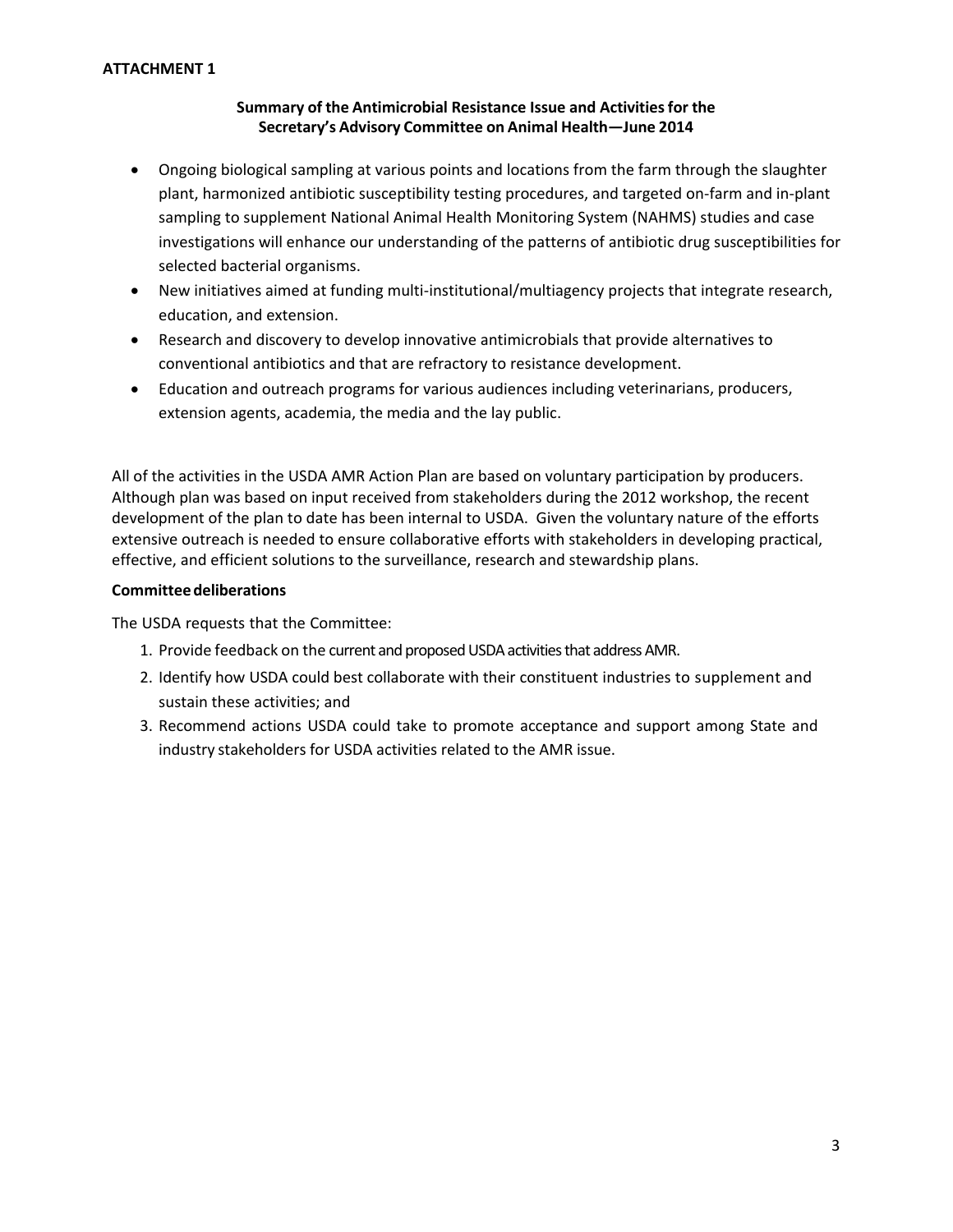**ATTACHMENT 1**

**Summary of the Antimicrobial Resistance Issue and Activities for the Secretary's Advisory Committee on Animal Health—June 2014**

- Ongoing biological sampling at various points and locations from the farm through the slaughter plant, harmonized antibiotic susceptibility testing procedures, and targeted on-farm and in-plant sampling to supplement National Animal Health Monitoring System (NAHMS) studies and case investigations will enhance our understanding of the patterns of antibiotic drug susceptibilities for selected bacterial organisms.
- New initiatives aimed at funding multi-institutional/multiagency projects that integrate research, education, and extension.
- Research and discovery to develop innovative antimicrobials that provide alternatives to conventional antibiotics and that are refractory to resistance development.
- Education and outreach programs for various audiences including veterinarians, producers, extension agents, academia, the media and the lay public.

All of the activities in the USDA AMR Action Plan are based on voluntary participation by producers. Although plan was based on input received from stakeholders during the 2012 workshop, the recent development of the plan to date has been internal to USDA. Given the voluntary nature of the efforts extensive outreach is needed to ensure collaborative efforts with stakeholders in developing practical, effective, and efficient solutions to the surveillance, research and stewardship plans.

**Committee deliberations**

The USDA requests that the Committee:

1. Provide feedback on the current and proposed USDA activities that address AMR.
2. Identify how USDA could best collaborate with their constituent industries to supplement and sustain these activities; and
3. Recommend actions USDA could take to promote acceptance and support among State and industry stakeholders for USDA activities related to the AMR issue.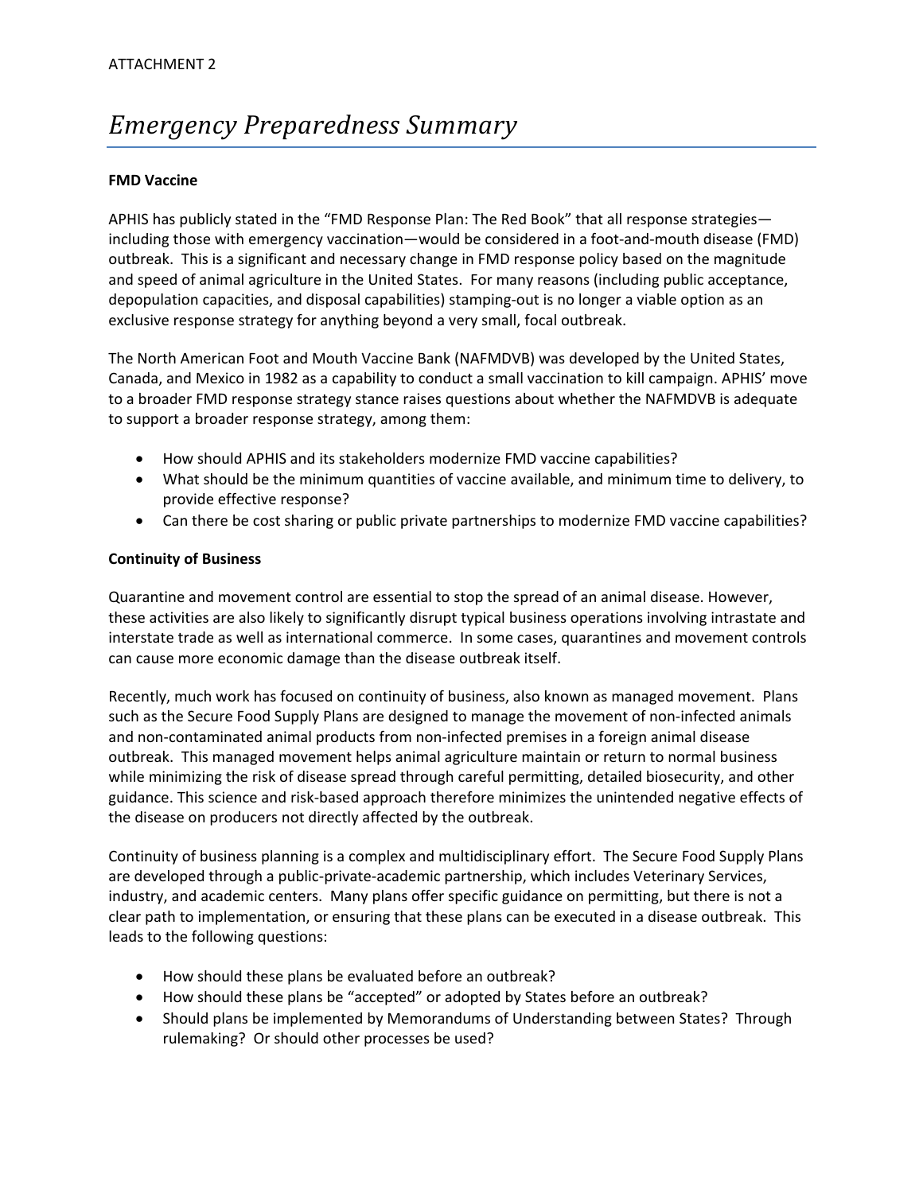ATTACHMENT 2

# *Emergency Preparedness Summary*

**FMD Vaccine**

APHIS has publicly stated in the "FMD Response Plan: The Red Book" that all response strategies—including those with emergency vaccination—would be considered in a foot-and-mouth disease (FMD) outbreak. This is a significant and necessary change in FMD response policy based on the magnitude and speed of animal agriculture in the United States. For many reasons (including public acceptance, depopulation capacities, and disposal capabilities) stamping-out is no longer a viable option as an exclusive response strategy for anything beyond a very small, focal outbreak.

The North American Foot and Mouth Vaccine Bank (NAFMDVB) was developed by the United States, Canada, and Mexico in 1982 as a capability to conduct a small vaccination to kill campaign. APHIS' move to a broader FMD response strategy stance raises questions about whether the NAFMDVB is adequate to support a broader response strategy, among them:

- How should APHIS and its stakeholders modernize FMD vaccine capabilities?
- What should be the minimum quantities of vaccine available, and minimum time to delivery, to provide effective response?
- Can there be cost sharing or public private partnerships to modernize FMD vaccine capabilities?

**Continuity of Business**

Quarantine and movement control are essential to stop the spread of an animal disease. However, these activities are also likely to significantly disrupt typical business operations involving intrastate and interstate trade as well as international commerce. In some cases, quarantines and movement controls can cause more economic damage than the disease outbreak itself.

Recently, much work has focused on continuity of business, also known as managed movement. Plans such as the Secure Food Supply Plans are designed to manage the movement of non-infected animals and non-contaminated animal products from non-infected premises in a foreign animal disease outbreak. This managed movement helps animal agriculture maintain or return to normal business while minimizing the risk of disease spread through careful permitting, detailed biosecurity, and other guidance. This science and risk-based approach therefore minimizes the unintended negative effects of the disease on producers not directly affected by the outbreak.

Continuity of business planning is a complex and multidisciplinary effort. The Secure Food Supply Plans are developed through a public-private-academic partnership, which includes Veterinary Services, industry, and academic centers. Many plans offer specific guidance on permitting, but there is not a clear path to implementation, or ensuring that these plans can be executed in a disease outbreak. This leads to the following questions:

- How should these plans be evaluated before an outbreak?
- How should these plans be "accepted" or adopted by States before an outbreak?
- Should plans be implemented by Memorandums of Understanding between States? Through rulemaking? Or should other processes be used?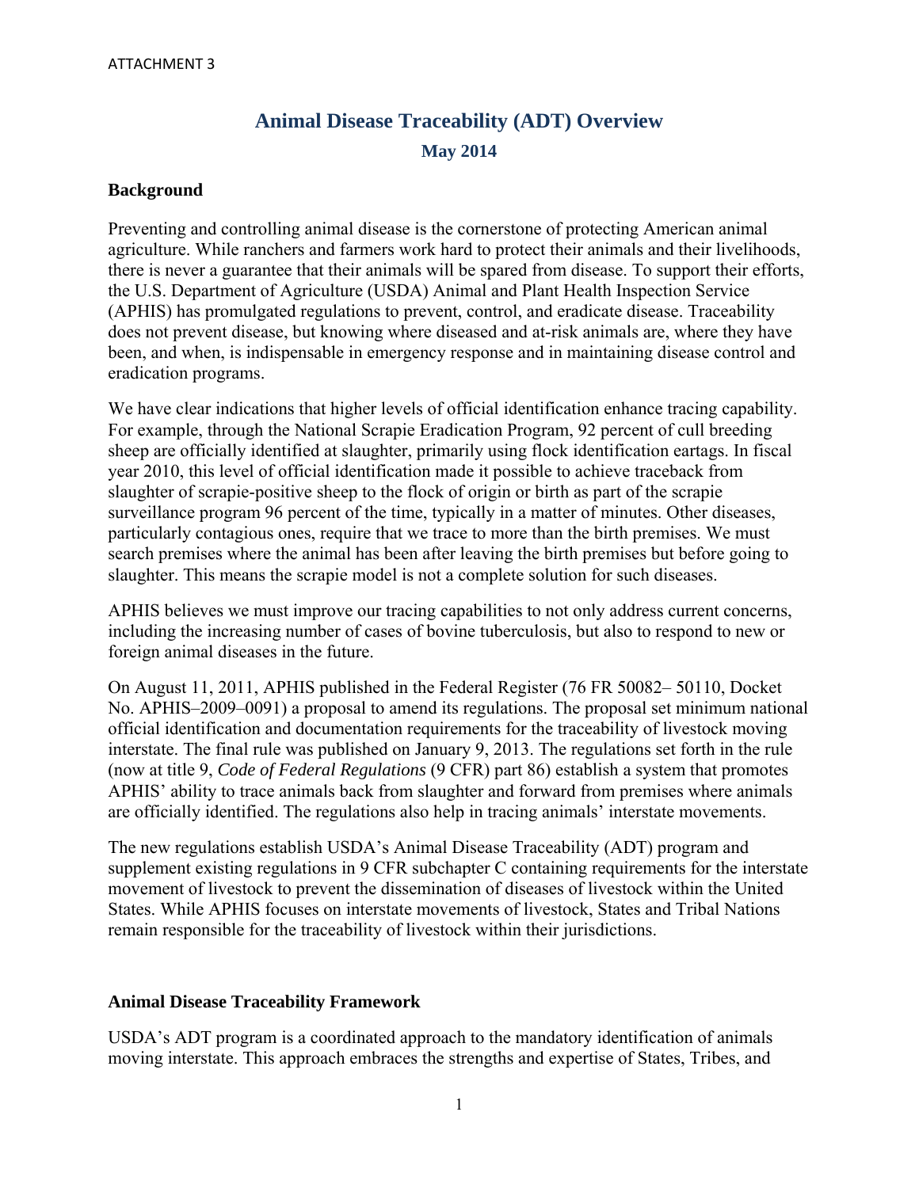ATTACHMENT 3

# Animal Disease Traceability (ADT) Overview

## May 2014

### Background

Preventing and controlling animal disease is the cornerstone of protecting American animal agriculture. While ranchers and farmers work hard to protect their animals and their livelihoods, there is never a guarantee that their animals will be spared from disease. To support their efforts, the U.S. Department of Agriculture (USDA) Animal and Plant Health Inspection Service (APHIS) has promulgated regulations to prevent, control, and eradicate disease. Traceability does not prevent disease, but knowing where diseased and at-risk animals are, where they have been, and when, is indispensable in emergency response and in maintaining disease control and eradication programs.

We have clear indications that higher levels of official identification enhance tracing capability. For example, through the National Scrapie Eradication Program, 92 percent of cull breeding sheep are officially identified at slaughter, primarily using flock identification eartags. In fiscal year 2010, this level of official identification made it possible to achieve traceback from slaughter of scrapie-positive sheep to the flock of origin or birth as part of the scrapie surveillance program 96 percent of the time, typically in a matter of minutes. Other diseases, particularly contagious ones, require that we trace to more than the birth premises. We must search premises where the animal has been after leaving the birth premises but before going to slaughter. This means the scrapie model is not a complete solution for such diseases.

APHIS believes we must improve our tracing capabilities to not only address current concerns, including the increasing number of cases of bovine tuberculosis, but also to respond to new or foreign animal diseases in the future.

On August 11, 2011, APHIS published in the Federal Register (76 FR 50082– 50110, Docket No. APHIS–2009–0091) a proposal to amend its regulations. The proposal set minimum national official identification and documentation requirements for the traceability of livestock moving interstate. The final rule was published on January 9, 2013. The regulations set forth in the rule (now at title 9, *Code of Federal Regulations* (9 CFR) part 86) establish a system that promotes APHIS' ability to trace animals back from slaughter and forward from premises where animals are officially identified. The regulations also help in tracing animals' interstate movements.

The new regulations establish USDA's Animal Disease Traceability (ADT) program and supplement existing regulations in 9 CFR subchapter C containing requirements for the interstate movement of livestock to prevent the dissemination of diseases of livestock within the United States. While APHIS focuses on interstate movements of livestock, States and Tribal Nations remain responsible for the traceability of livestock within their jurisdictions.

### Animal Disease Traceability Framework

USDA's ADT program is a coordinated approach to the mandatory identification of animals moving interstate. This approach embraces the strengths and expertise of States, Tribes, and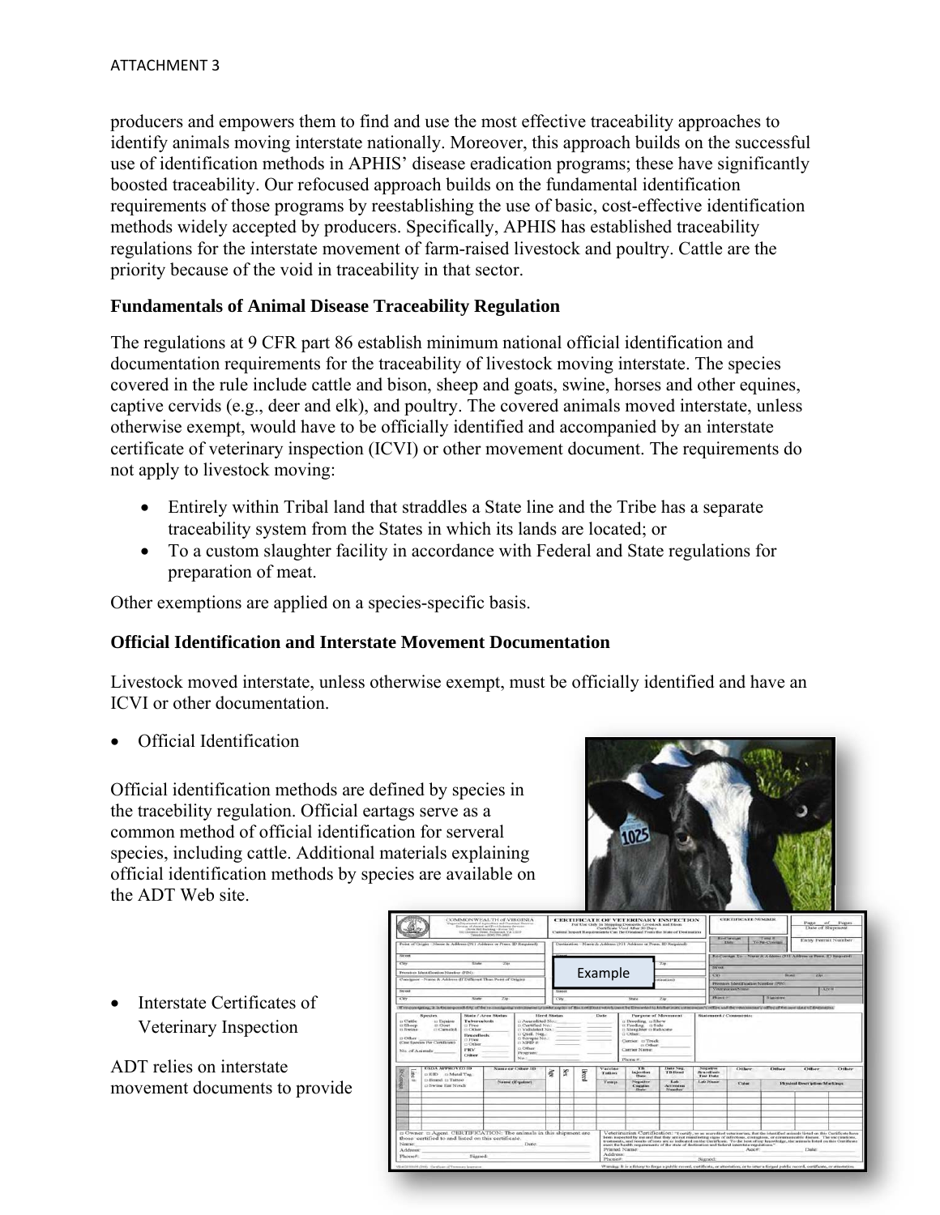producers and empowers them to find and use the most effective traceability approaches to identify animals moving interstate nationally. Moreover, this approach builds on the successful use of identification methods in APHIS' disease eradication programs; these have significantly boosted traceability. Our refocused approach builds on the fundamental identification requirements of those programs by reestablishing the use of basic, cost-effective identification methods widely accepted by producers. Specifically, APHIS has established traceability regulations for the interstate movement of farm-raised livestock and poultry. Cattle are the priority because of the void in traceability in that sector.

### Fundamentals of Animal Disease Traceability Regulation

The regulations at 9 CFR part 86 establish minimum national official identification and documentation requirements for the traceability of livestock moving interstate. The species covered in the rule include cattle and bison, sheep and goats, swine, horses and other equines, captive cervids (e.g., deer and elk), and poultry. The covered animals moved interstate, unless otherwise exempt, would have to be officially identified and accompanied by an interstate certificate of veterinary inspection (ICVI) or other movement document. The requirements do not apply to livestock moving:

- Entirely within Tribal land that straddles a State line and the Tribe has a separate traceability system from the States in which its lands are located; or
- To a custom slaughter facility in accordance with Federal and State regulations for preparation of meat.

Other exemptions are applied on a species-specific basis.

### Official Identification and Interstate Movement Documentation

Livestock moved interstate, unless otherwise exempt, must be officially identified and have an ICVI or other documentation.

- Official Identification

Official identification methods are defined by species in the tracebility regulation. Official eartags serve as a common method of official identification for serveral species, including cattle. Additional materials explaining official identification methods by species are available on the ADT Web site.

- Interstate Certificates of Veterinary Inspection

ADT relies on interstate movement documents to provide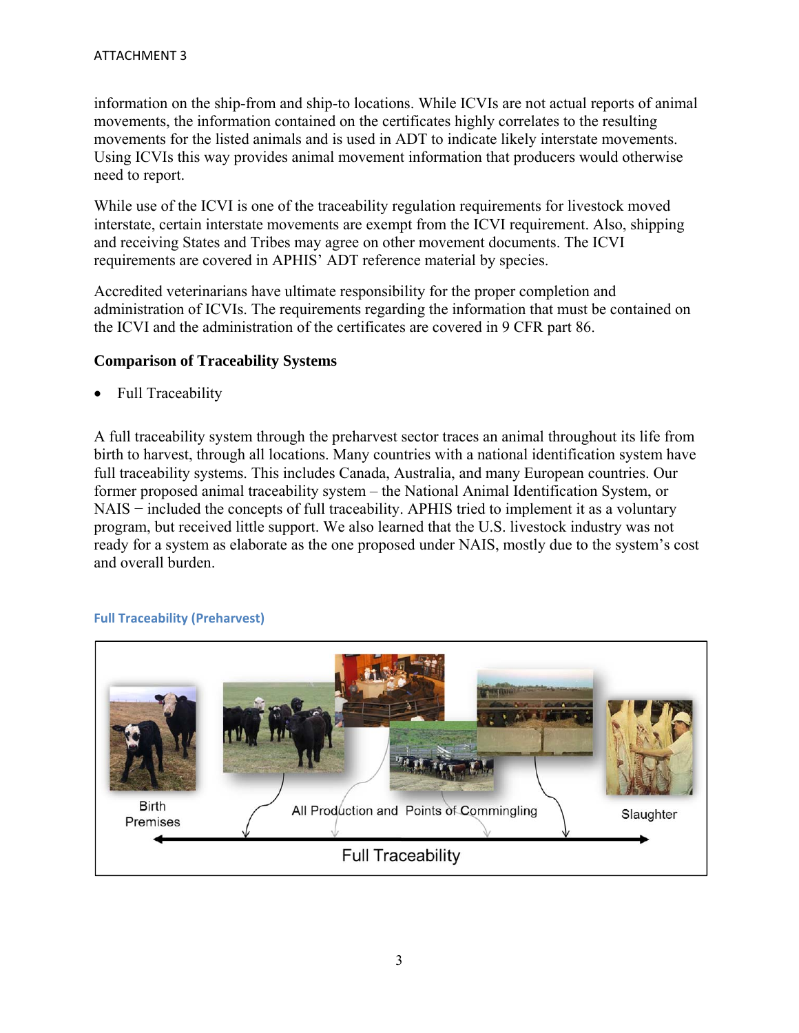information on the ship-from and ship-to locations. While ICVIs are not actual reports of animal movements, the information contained on the certificates highly correlates to the resulting movements for the listed animals and is used in ADT to indicate likely interstate movements. Using ICVIs this way provides animal movement information that producers would otherwise need to report.

While use of the ICVI is one of the traceability regulation requirements for livestock moved interstate, certain interstate movements are exempt from the ICVI requirement. Also, shipping and receiving States and Tribes may agree on other movement documents. The ICVI requirements are covered in APHIS' ADT reference material by species.

Accredited veterinarians have ultimate responsibility for the proper completion and administration of ICVIs. The requirements regarding the information that must be contained on the ICVI and the administration of the certificates are covered in 9 CFR part 86.

**Comparison of Traceability Systems**

- Full Traceability

A full traceability system through the preharvest sector traces an animal throughout its life from birth to harvest, through all locations. Many countries with a national identification system have full traceability systems. This includes Canada, Australia, and many European countries. Our former proposed animal traceability system – the National Animal Identification System, or NAIS − included the concepts of full traceability. APHIS tried to implement it as a voluntary program, but received little support. We also learned that the U.S. livestock industry was not ready for a system as elaborate as the one proposed under NAIS, mostly due to the system's cost and overall burden.

**Full Traceability (Preharvest)**

Birth Premises — All Production and Points of Commingling — Slaughter

Full Traceability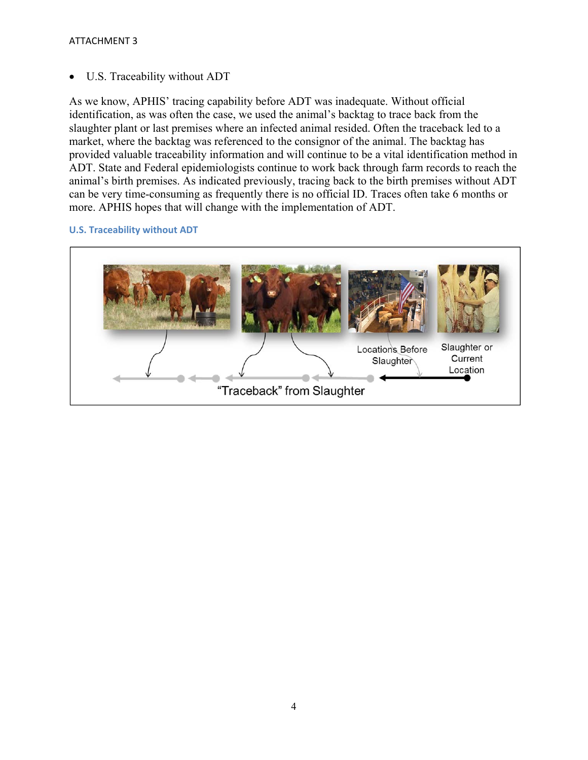- U.S. Traceability without ADT

As we know, APHIS' tracing capability before ADT was inadequate. Without official identification, as was often the case, we used the animal's backtag to trace back from the slaughter plant or last premises where an infected animal resided. Often the traceback led to a market, where the backtag was referenced to the consignor of the animal. The backtag has provided valuable traceability information and will continue to be a vital identification method in ADT. State and Federal epidemiologists continue to work back through farm records to reach the animal's birth premises. As indicated previously, tracing back to the birth premises without ADT can be very time-consuming as frequently there is no official ID. Traces often take 6 months or more. APHIS hopes that will change with the implementation of ADT.

**U.S. Traceability without ADT**

Locations Before Slaughter

Slaughter or Current Location

"Traceback" from Slaughter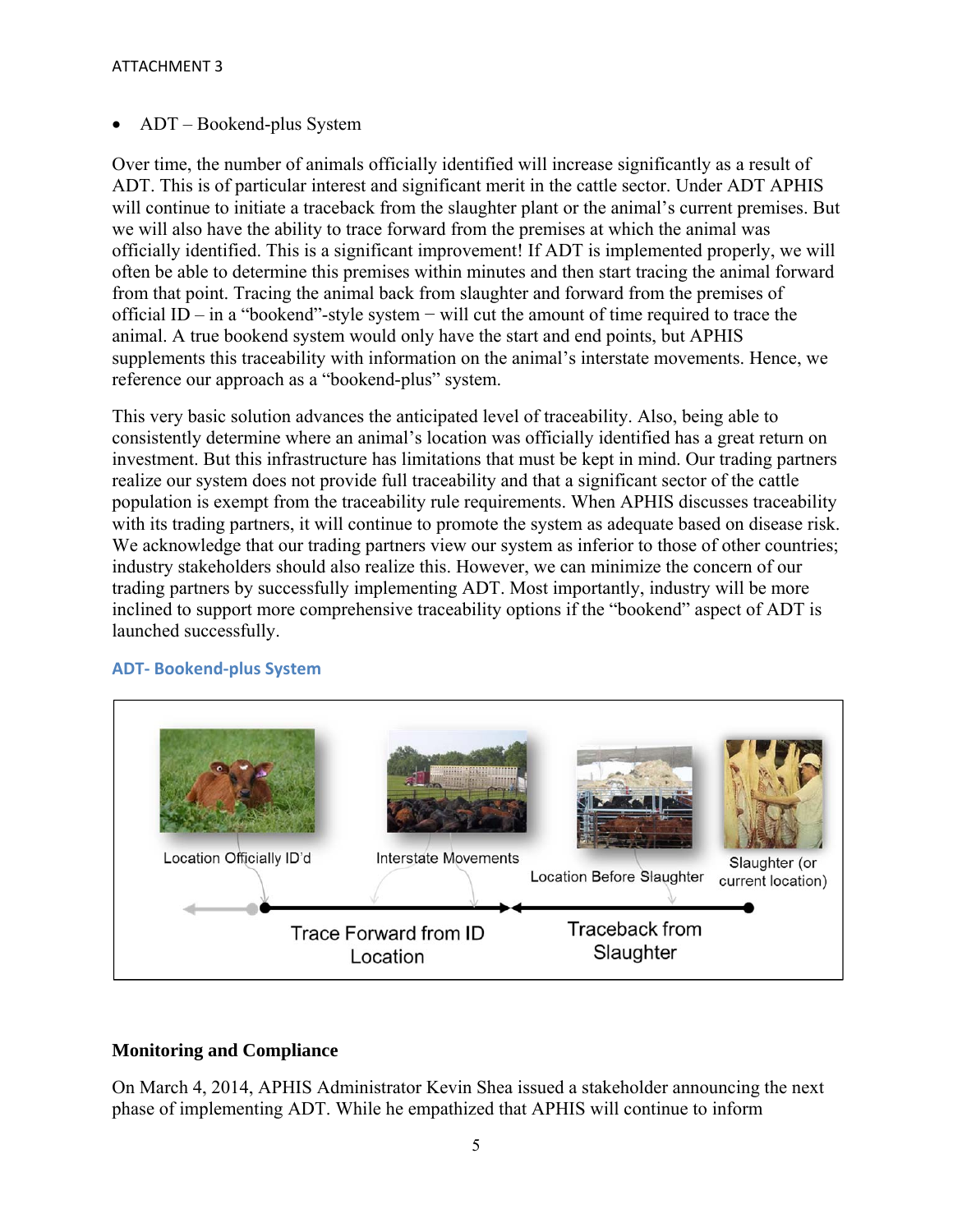- ADT – Bookend-plus System

Over time, the number of animals officially identified will increase significantly as a result of ADT. This is of particular interest and significant merit in the cattle sector. Under ADT APHIS will continue to initiate a traceback from the slaughter plant or the animal's current premises. But we will also have the ability to trace forward from the premises at which the animal was officially identified. This is a significant improvement! If ADT is implemented properly, we will often be able to determine this premises within minutes and then start tracing the animal forward from that point. Tracing the animal back from slaughter and forward from the premises of official ID – in a "bookend"-style system − will cut the amount of time required to trace the animal. A true bookend system would only have the start and end points, but APHIS supplements this traceability with information on the animal's interstate movements. Hence, we reference our approach as a "bookend-plus" system.

This very basic solution advances the anticipated level of traceability. Also, being able to consistently determine where an animal's location was officially identified has a great return on investment. But this infrastructure has limitations that must be kept in mind. Our trading partners realize our system does not provide full traceability and that a significant sector of the cattle population is exempt from the traceability rule requirements. When APHIS discusses traceability with its trading partners, it will continue to promote the system as adequate based on disease risk. We acknowledge that our trading partners view our system as inferior to those of other countries; industry stakeholders should also realize this. However, we can minimize the concern of our trading partners by successfully implementing ADT. Most importantly, industry will be more inclined to support more comprehensive traceability options if the "bookend" aspect of ADT is launched successfully.

**ADT- Bookend-plus System**

Location Officially ID'd — Interstate Movements — Location Before Slaughter — Slaughter (or current location)

Trace Forward from ID Location — Traceback from Slaughter

**Monitoring and Compliance**

On March 4, 2014, APHIS Administrator Kevin Shea issued a stakeholder announcing the next phase of implementing ADT. While he empathized that APHIS will continue to inform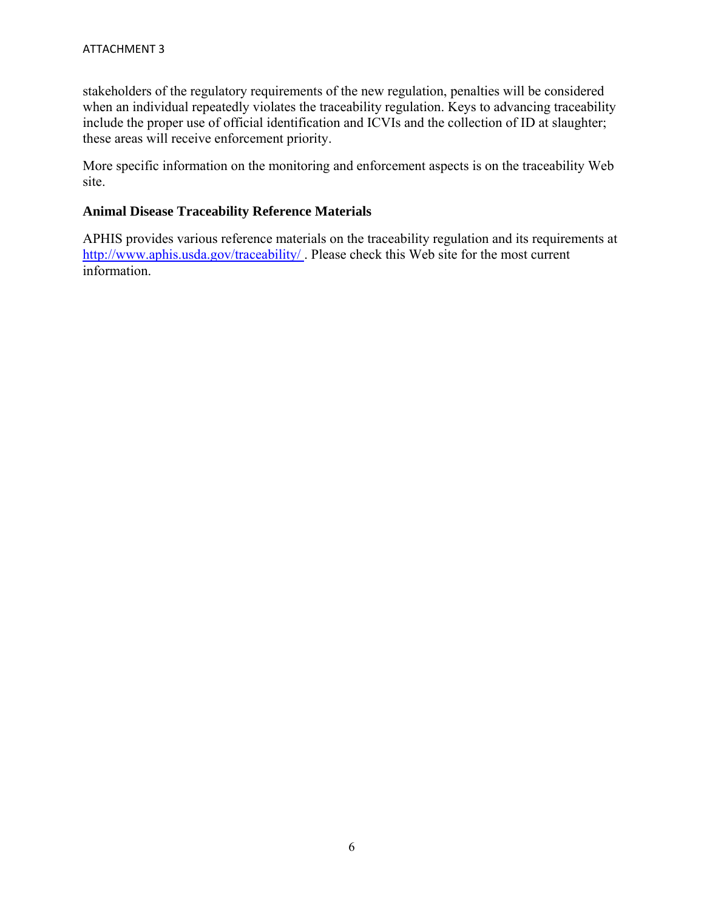stakeholders of the regulatory requirements of the new regulation, penalties will be considered when an individual repeatedly violates the traceability regulation. Keys to advancing traceability include the proper use of official identification and ICVIs and the collection of ID at slaughter; these areas will receive enforcement priority.

More specific information on the monitoring and enforcement aspects is on the traceability Web site.

## Animal Disease Traceability Reference Materials

APHIS provides various reference materials on the traceability regulation and its requirements at http://www.aphis.usda.gov/traceability/ . Please check this Web site for the most current information.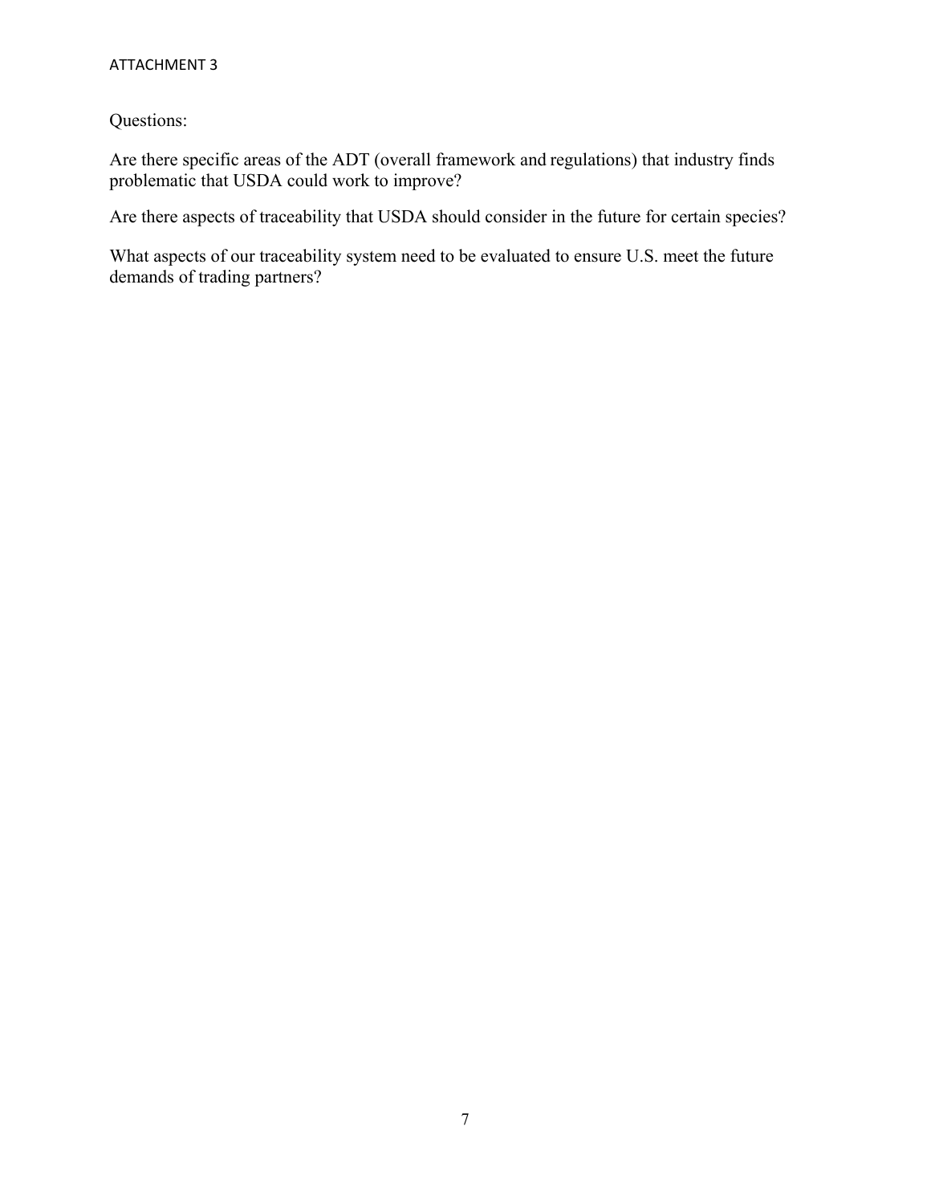ATTACHMENT 3

Questions:

Are there specific areas of the ADT (overall framework and regulations) that industry finds problematic that USDA could work to improve?

Are there aspects of traceability that USDA should consider in the future for certain species?

What aspects of our traceability system need to be evaluated to ensure U.S. meet the future demands of trading partners?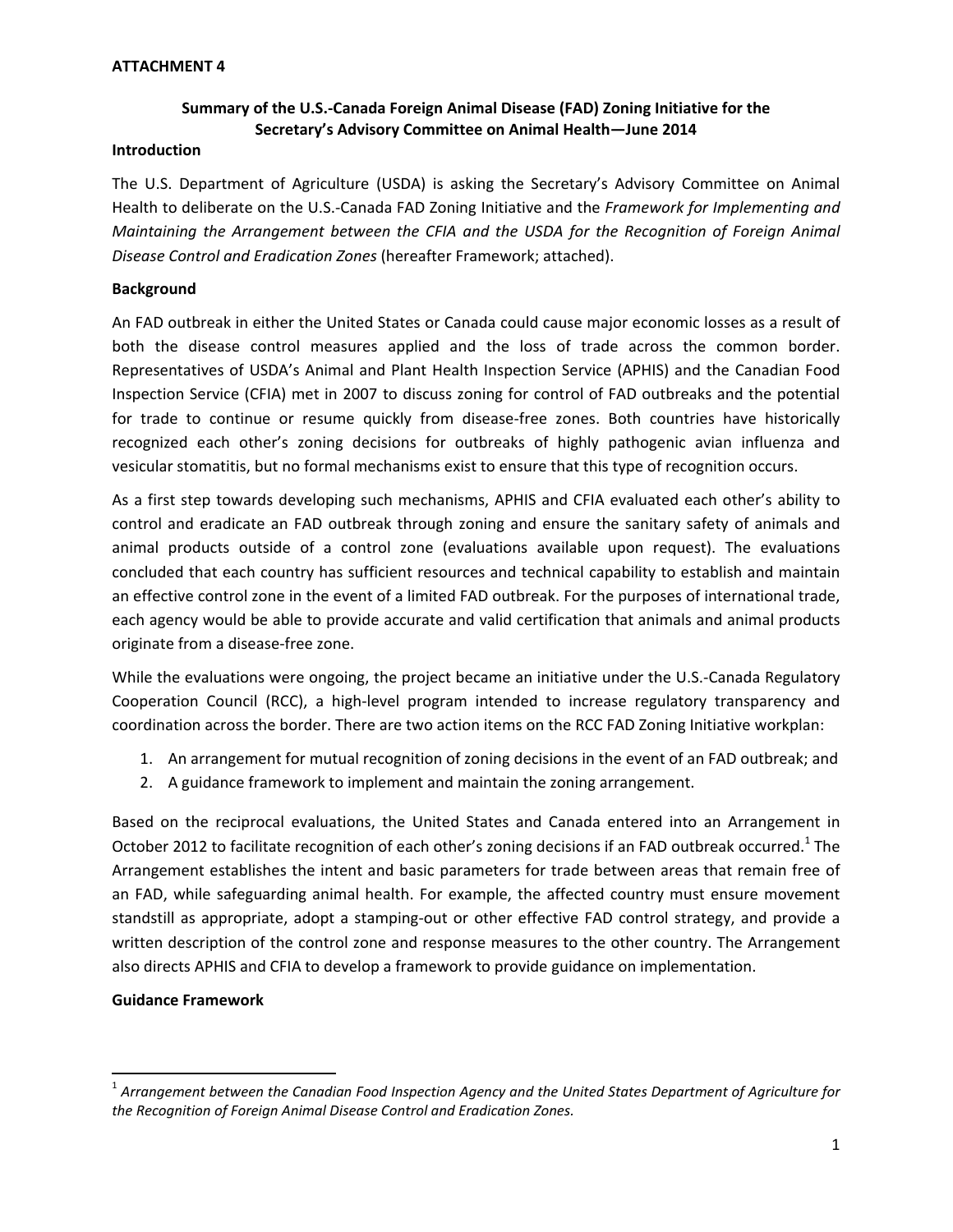**ATTACHMENT 4**

## Summary of the U.S.-Canada Foreign Animal Disease (FAD) Zoning Initiative for the Secretary's Advisory Committee on Animal Health—June 2014

### Introduction

The U.S. Department of Agriculture (USDA) is asking the Secretary's Advisory Committee on Animal Health to deliberate on the U.S.-Canada FAD Zoning Initiative and the *Framework for Implementing and Maintaining the Arrangement between the CFIA and the USDA for the Recognition of Foreign Animal Disease Control and Eradication Zones* (hereafter Framework; attached).

### Background

An FAD outbreak in either the United States or Canada could cause major economic losses as a result of both the disease control measures applied and the loss of trade across the common border. Representatives of USDA's Animal and Plant Health Inspection Service (APHIS) and the Canadian Food Inspection Service (CFIA) met in 2007 to discuss zoning for control of FAD outbreaks and the potential for trade to continue or resume quickly from disease-free zones. Both countries have historically recognized each other's zoning decisions for outbreaks of highly pathogenic avian influenza and vesicular stomatitis, but no formal mechanisms exist to ensure that this type of recognition occurs.

As a first step towards developing such mechanisms, APHIS and CFIA evaluated each other's ability to control and eradicate an FAD outbreak through zoning and ensure the sanitary safety of animals and animal products outside of a control zone (evaluations available upon request). The evaluations concluded that each country has sufficient resources and technical capability to establish and maintain an effective control zone in the event of a limited FAD outbreak. For the purposes of international trade, each agency would be able to provide accurate and valid certification that animals and animal products originate from a disease-free zone.

While the evaluations were ongoing, the project became an initiative under the U.S.-Canada Regulatory Cooperation Council (RCC), a high-level program intended to increase regulatory transparency and coordination across the border. There are two action items on the RCC FAD Zoning Initiative workplan:

1. An arrangement for mutual recognition of zoning decisions in the event of an FAD outbreak; and
2. A guidance framework to implement and maintain the zoning arrangement.

Based on the reciprocal evaluations, the United States and Canada entered into an Arrangement in October 2012 to facilitate recognition of each other's zoning decisions if an FAD outbreak occurred.[1] The Arrangement establishes the intent and basic parameters for trade between areas that remain free of an FAD, while safeguarding animal health. For example, the affected country must ensure movement standstill as appropriate, adopt a stamping-out or other effective FAD control strategy, and provide a written description of the control zone and response measures to the other country. The Arrangement also directs APHIS and CFIA to develop a framework to provide guidance on implementation.

### Guidance Framework

[1] *Arrangement between the Canadian Food Inspection Agency and the United States Department of Agriculture for the Recognition of Foreign Animal Disease Control and Eradication Zones.*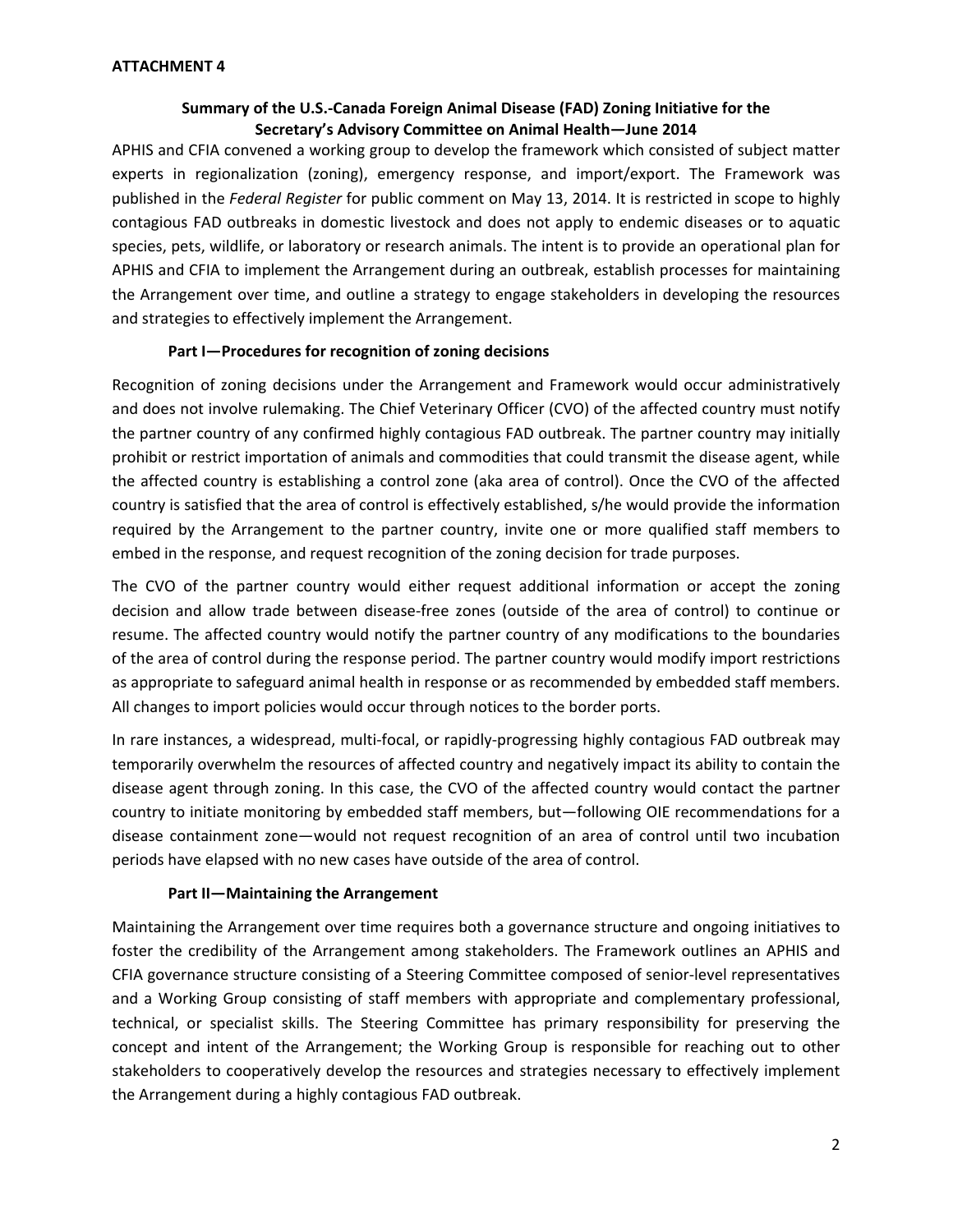**ATTACHMENT 4**

## Summary of the U.S.-Canada Foreign Animal Disease (FAD) Zoning Initiative for the Secretary's Advisory Committee on Animal Health—June 2014

APHIS and CFIA convened a working group to develop the framework which consisted of subject matter experts in regionalization (zoning), emergency response, and import/export. The Framework was published in the *Federal Register* for public comment on May 13, 2014. It is restricted in scope to highly contagious FAD outbreaks in domestic livestock and does not apply to endemic diseases or to aquatic species, pets, wildlife, or laboratory or research animals. The intent is to provide an operational plan for APHIS and CFIA to implement the Arrangement during an outbreak, establish processes for maintaining the Arrangement over time, and outline a strategy to engage stakeholders in developing the resources and strategies to effectively implement the Arrangement.

### Part I—Procedures for recognition of zoning decisions

Recognition of zoning decisions under the Arrangement and Framework would occur administratively and does not involve rulemaking. The Chief Veterinary Officer (CVO) of the affected country must notify the partner country of any confirmed highly contagious FAD outbreak. The partner country may initially prohibit or restrict importation of animals and commodities that could transmit the disease agent, while the affected country is establishing a control zone (aka area of control). Once the CVO of the affected country is satisfied that the area of control is effectively established, s/he would provide the information required by the Arrangement to the partner country, invite one or more qualified staff members to embed in the response, and request recognition of the zoning decision for trade purposes.

The CVO of the partner country would either request additional information or accept the zoning decision and allow trade between disease-free zones (outside of the area of control) to continue or resume. The affected country would notify the partner country of any modifications to the boundaries of the area of control during the response period. The partner country would modify import restrictions as appropriate to safeguard animal health in response or as recommended by embedded staff members. All changes to import policies would occur through notices to the border ports.

In rare instances, a widespread, multi-focal, or rapidly-progressing highly contagious FAD outbreak may temporarily overwhelm the resources of affected country and negatively impact its ability to contain the disease agent through zoning. In this case, the CVO of the affected country would contact the partner country to initiate monitoring by embedded staff members, but—following OIE recommendations for a disease containment zone—would not request recognition of an area of control until two incubation periods have elapsed with no new cases have outside of the area of control.

### Part II—Maintaining the Arrangement

Maintaining the Arrangement over time requires both a governance structure and ongoing initiatives to foster the credibility of the Arrangement among stakeholders. The Framework outlines an APHIS and CFIA governance structure consisting of a Steering Committee composed of senior-level representatives and a Working Group consisting of staff members with appropriate and complementary professional, technical, or specialist skills. The Steering Committee has primary responsibility for preserving the concept and intent of the Arrangement; the Working Group is responsible for reaching out to other stakeholders to cooperatively develop the resources and strategies necessary to effectively implement the Arrangement during a highly contagious FAD outbreak.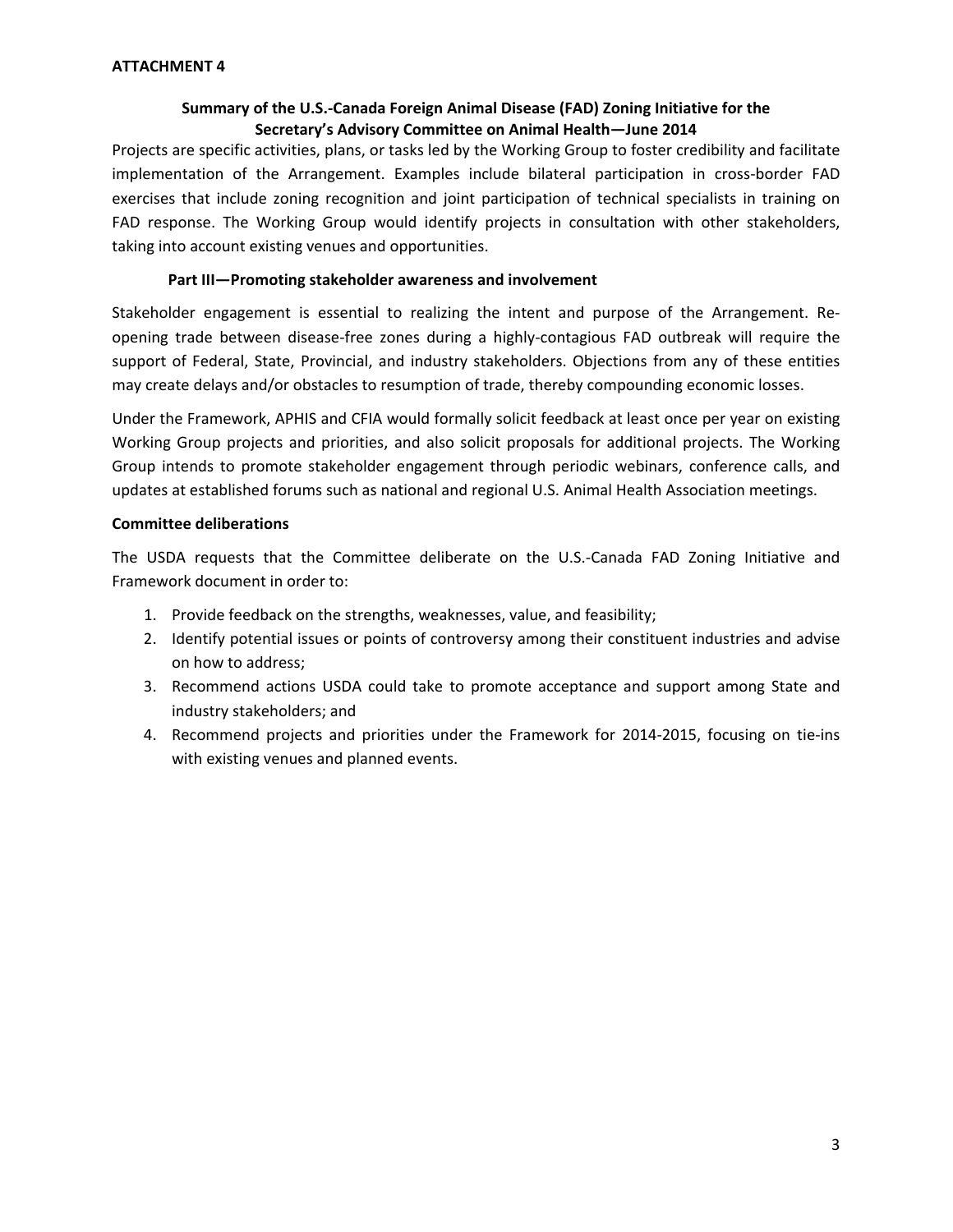**ATTACHMENT 4**

**Summary of the U.S.-Canada Foreign Animal Disease (FAD) Zoning Initiative for the Secretary's Advisory Committee on Animal Health—June 2014**

Projects are specific activities, plans, or tasks led by the Working Group to foster credibility and facilitate implementation of the Arrangement. Examples include bilateral participation in cross-border FAD exercises that include zoning recognition and joint participation of technical specialists in training on FAD response. The Working Group would identify projects in consultation with other stakeholders, taking into account existing venues and opportunities.

**Part III—Promoting stakeholder awareness and involvement**

Stakeholder engagement is essential to realizing the intent and purpose of the Arrangement. Re-opening trade between disease-free zones during a highly-contagious FAD outbreak will require the support of Federal, State, Provincial, and industry stakeholders. Objections from any of these entities may create delays and/or obstacles to resumption of trade, thereby compounding economic losses.

Under the Framework, APHIS and CFIA would formally solicit feedback at least once per year on existing Working Group projects and priorities, and also solicit proposals for additional projects. The Working Group intends to promote stakeholder engagement through periodic webinars, conference calls, and updates at established forums such as national and regional U.S. Animal Health Association meetings.

**Committee deliberations**

The USDA requests that the Committee deliberate on the U.S.-Canada FAD Zoning Initiative and Framework document in order to:

1. Provide feedback on the strengths, weaknesses, value, and feasibility;
2. Identify potential issues or points of controversy among their constituent industries and advise on how to address;
3. Recommend actions USDA could take to promote acceptance and support among State and industry stakeholders; and
4. Recommend projects and priorities under the Framework for 2014-2015, focusing on tie-ins with existing venues and planned events.